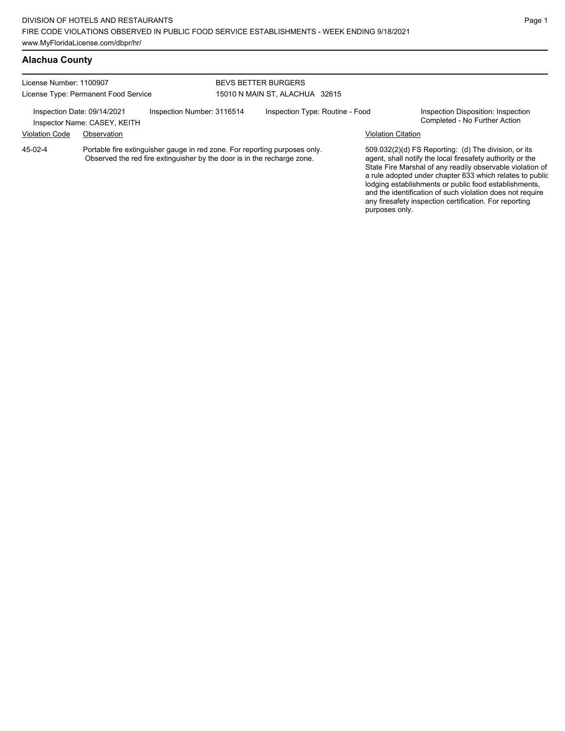DIVISION OF HOTELS AND RESTAURANTS
FIRE CODE VIOLATIONS OBSERVED IN PUBLIC FOOD SERVICE ESTABLISHMENTS - WEEK ENDING 9/18/2021
www.MyFloridaLicense.com/dbpr/hr/

## Alachua County

License Number: 1100907
License Type: Permanent Food Service

BEVS BETTER BURGERS
15010 N MAIN ST, ALACHUA 32615

Inspection Date: 09/14/2021
Inspector Name: CASEY, KEITH
Inspection Number: 3116514
Inspection Type: Routine - Food
Inspection Disposition: Inspection Completed - No Further Action

| Violation Code | Observation | Violation Citation |
| --- | --- | --- |
| 45-02-4 | Portable fire extinguisher gauge in red zone. For reporting purposes only. Observed the red fire extinguisher by the door is in the recharge zone. | 509.032(2)(d) FS Reporting: (d) The division, or its agent, shall notify the local firesafety authority or the State Fire Marshal of any readily observable violation of a rule adopted under chapter 633 which relates to public lodging establishments or public food establishments, and the identification of such violation does not require any firesafety inspection certification. For reporting purposes only. |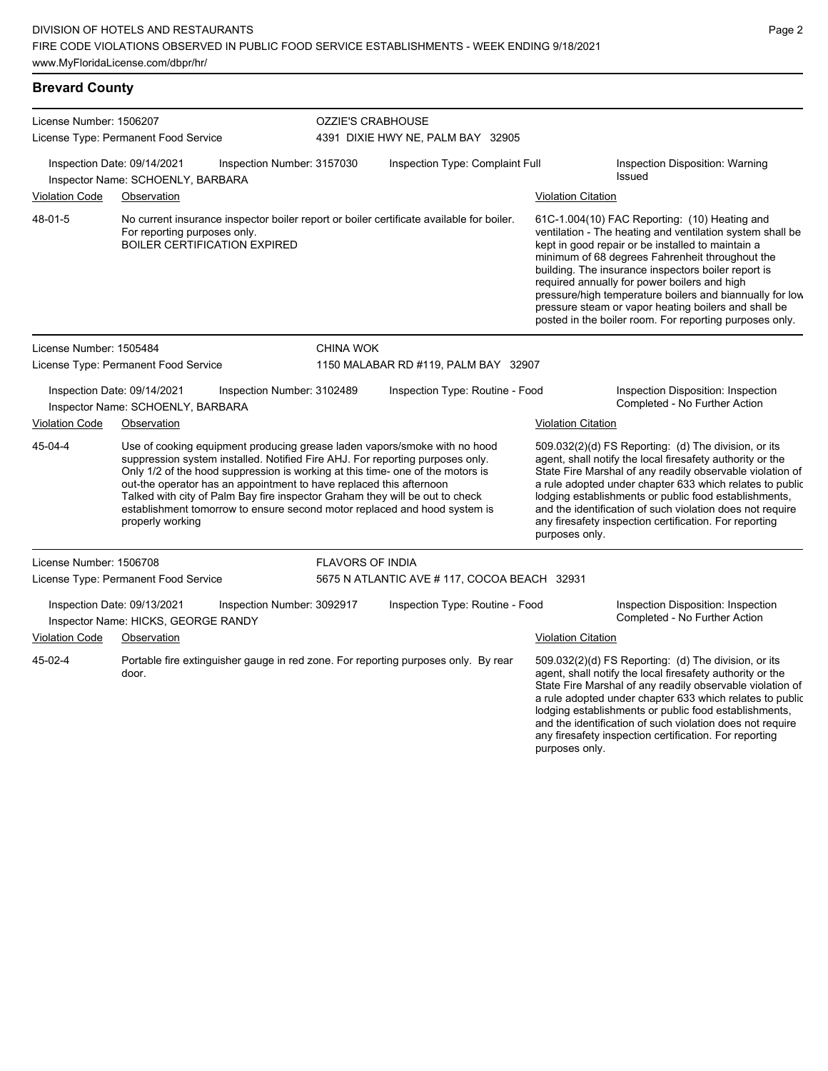## Brevard County

**License Number:** 1506207
**License Type:** Permanent Food Service
**OZZIE'S CRABHOUSE**
4391 DIXIE HWY NE, PALM BAY 32905

Inspection Date: 09/14/2021 | Inspection Number: 3157030 | Inspection Type: Complaint Full | Inspection Disposition: Warning Issued
Inspector Name: SCHOENLY, BARBARA

| Violation Code | Observation | Violation Citation |
|---|---|---|
| 48-01-5 | No current insurance inspector boiler report or boiler certificate available for boiler. For reporting purposes only. BOILER CERTIFICATION EXPIRED | 61C-1.004(10) FAC Reporting: (10) Heating and ventilation - The heating and ventilation system shall be kept in good repair or be installed to maintain a minimum of 68 degrees Fahrenheit throughout the building. The insurance inspectors boiler report is required annually for power boilers and high pressure/high temperature boilers and biannually for low pressure steam or vapor heating boilers and shall be posted in the boiler room. For reporting purposes only. |

**License Number:** 1505484
**License Type:** Permanent Food Service
**CHINA WOK**
1150 MALABAR RD #119, PALM BAY 32907

Inspection Date: 09/14/2021 | Inspection Number: 3102489 | Inspection Type: Routine - Food | Inspection Disposition: Inspection Completed - No Further Action
Inspector Name: SCHOENLY, BARBARA

| Violation Code | Observation | Violation Citation |
|---|---|---|
| 45-04-4 | Use of cooking equipment producing grease laden vapors/smoke with no hood suppression system installed. Notified Fire AHJ. For reporting purposes only. Only 1/2 of the hood suppression is working at this time- one of the motors is out-the operator has an appointment to have replaced this afternoon Talked with city of Palm Bay fire inspector Graham they will be out to check establishment tomorrow to ensure second motor replaced and hood system is properly working | 509.032(2)(d) FS Reporting: (d) The division, or its agent, shall notify the local firesafety authority or the State Fire Marshal of any readily observable violation of a rule adopted under chapter 633 which relates to public lodging establishments or public food establishments, and the identification of such violation does not require any firesafety inspection certification. For reporting purposes only. |

**License Number:** 1506708
**License Type:** Permanent Food Service
**FLAVORS OF INDIA**
5675 N ATLANTIC AVE # 117, COCOA BEACH 32931

Inspection Date: 09/13/2021 | Inspection Number: 3092917 | Inspection Type: Routine - Food | Inspection Disposition: Inspection Completed - No Further Action
Inspector Name: HICKS, GEORGE RANDY

| Violation Code | Observation | Violation Citation |
|---|---|---|
| 45-02-4 | Portable fire extinguisher gauge in red zone. For reporting purposes only. By rear door. | 509.032(2)(d) FS Reporting: (d) The division, or its agent, shall notify the local firesafety authority or the State Fire Marshal of any readily observable violation of a rule adopted under chapter 633 which relates to public lodging establishments or public food establishments, and the identification of such violation does not require any firesafety inspection certification. For reporting purposes only. |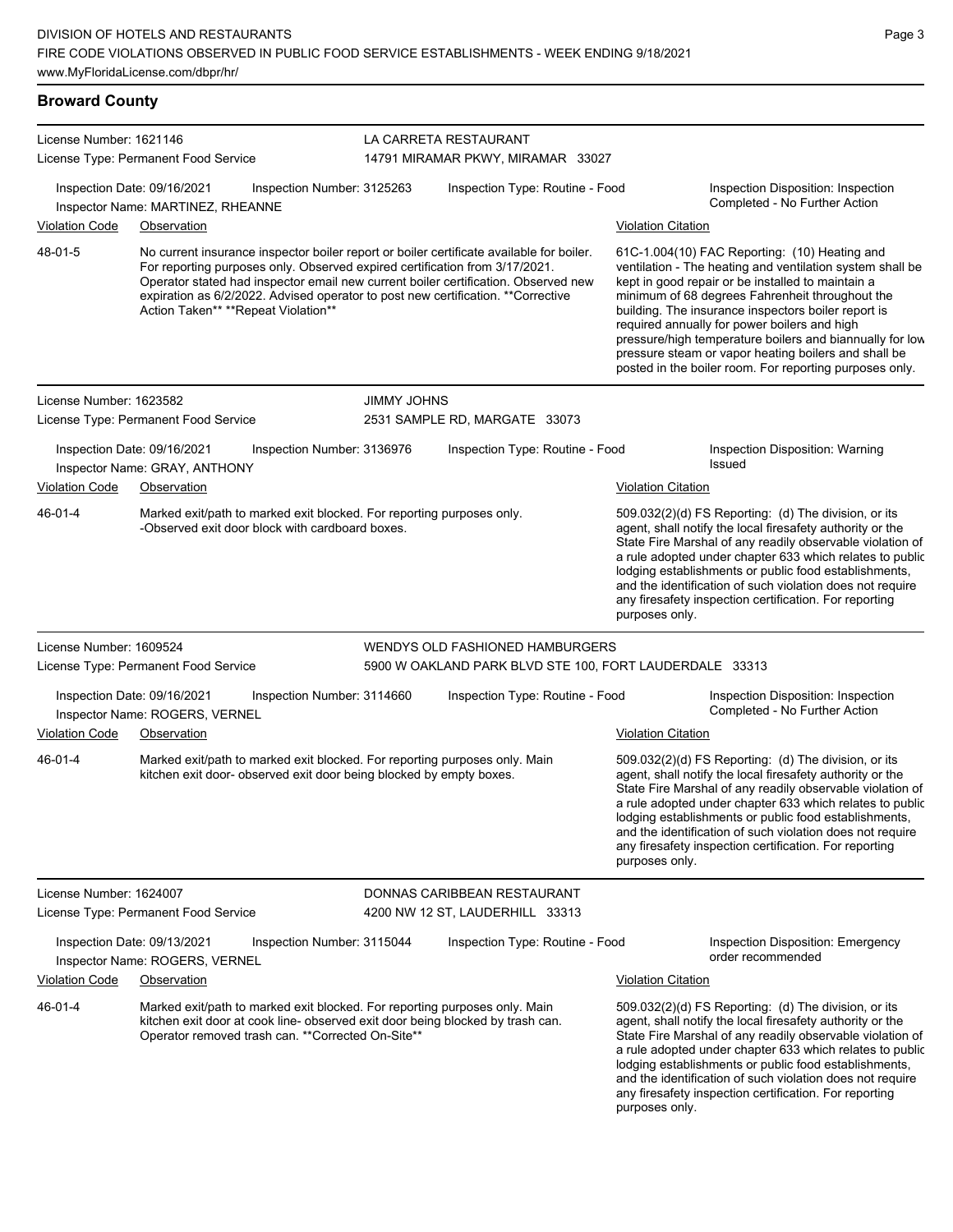## Broward County

**License Number:** 1621146
**License Type:** Permanent Food Service
**LA CARRETA RESTAURANT**
14791 MIRAMAR PKWY, MIRAMAR 33027

Inspection Date: 09/16/2021 | Inspection Number: 3125263 | Inspection Type: Routine - Food | Inspection Disposition: Inspection Completed - No Further Action
Inspector Name: MARTINEZ, RHEANNE

| Violation Code | Observation | Violation Citation |
| --- | --- | --- |
| 48-01-5 | No current insurance inspector boiler report or boiler certificate available for boiler. For reporting purposes only. Observed expired certification from 3/17/2021. Operator stated had inspector email new current boiler certification. Observed new expiration as 6/2/2022. Advised operator to post new certification. **Corrective Action Taken** **Repeat Violation** | 61C-1.004(10) FAC Reporting: (10) Heating and ventilation - The heating and ventilation system shall be kept in good repair or be installed to maintain a minimum of 68 degrees Fahrenheit throughout the building. The insurance inspectors boiler report is required annually for power boilers and high pressure/high temperature boilers and biannually for low pressure steam or vapor heating boilers and shall be posted in the boiler room. For reporting purposes only. |

**License Number:** 1623582
**License Type:** Permanent Food Service
**JIMMY JOHNS**
2531 SAMPLE RD, MARGATE 33073

Inspection Date: 09/16/2021 | Inspection Number: 3136976 | Inspection Type: Routine - Food | Inspection Disposition: Warning Issued
Inspector Name: GRAY, ANTHONY

| Violation Code | Observation | Violation Citation |
| --- | --- | --- |
| 46-01-4 | Marked exit/path to marked exit blocked. For reporting purposes only. -Observed exit door block with cardboard boxes. | 509.032(2)(d) FS Reporting: (d) The division, or its agent, shall notify the local firesafety authority or the State Fire Marshal of any readily observable violation of a rule adopted under chapter 633 which relates to public lodging establishments or public food establishments, and the identification of such violation does not require any firesafety inspection certification. For reporting purposes only. |

**License Number:** 1609524
**License Type:** Permanent Food Service
**WENDYS OLD FASHIONED HAMBURGERS**
5900 W OAKLAND PARK BLVD STE 100, FORT LAUDERDALE 33313

Inspection Date: 09/16/2021 | Inspection Number: 3114660 | Inspection Type: Routine - Food | Inspection Disposition: Inspection Completed - No Further Action
Inspector Name: ROGERS, VERNEL

| Violation Code | Observation | Violation Citation |
| --- | --- | --- |
| 46-01-4 | Marked exit/path to marked exit blocked. For reporting purposes only. Main kitchen exit door- observed exit door being blocked by empty boxes. | 509.032(2)(d) FS Reporting: (d) The division, or its agent, shall notify the local firesafety authority or the State Fire Marshal of any readily observable violation of a rule adopted under chapter 633 which relates to public lodging establishments or public food establishments, and the identification of such violation does not require any firesafety inspection certification. For reporting purposes only. |

**License Number:** 1624007
**License Type:** Permanent Food Service
**DONNAS CARIBBEAN RESTAURANT**
4200 NW 12 ST, LAUDERHILL 33313

Inspection Date: 09/13/2021 | Inspection Number: 3115044 | Inspection Type: Routine - Food | Inspection Disposition: Emergency order recommended
Inspector Name: ROGERS, VERNEL

| Violation Code | Observation | Violation Citation |
| --- | --- | --- |
| 46-01-4 | Marked exit/path to marked exit blocked. For reporting purposes only. Main kitchen exit door at cook line- observed exit door being blocked by trash can. Operator removed trash can. **Corrected On-Site** | 509.032(2)(d) FS Reporting: (d) The division, or its agent, shall notify the local firesafety authority or the State Fire Marshal of any readily observable violation of a rule adopted under chapter 633 which relates to public lodging establishments or public food establishments, and the identification of such violation does not require any firesafety inspection certification. For reporting purposes only. |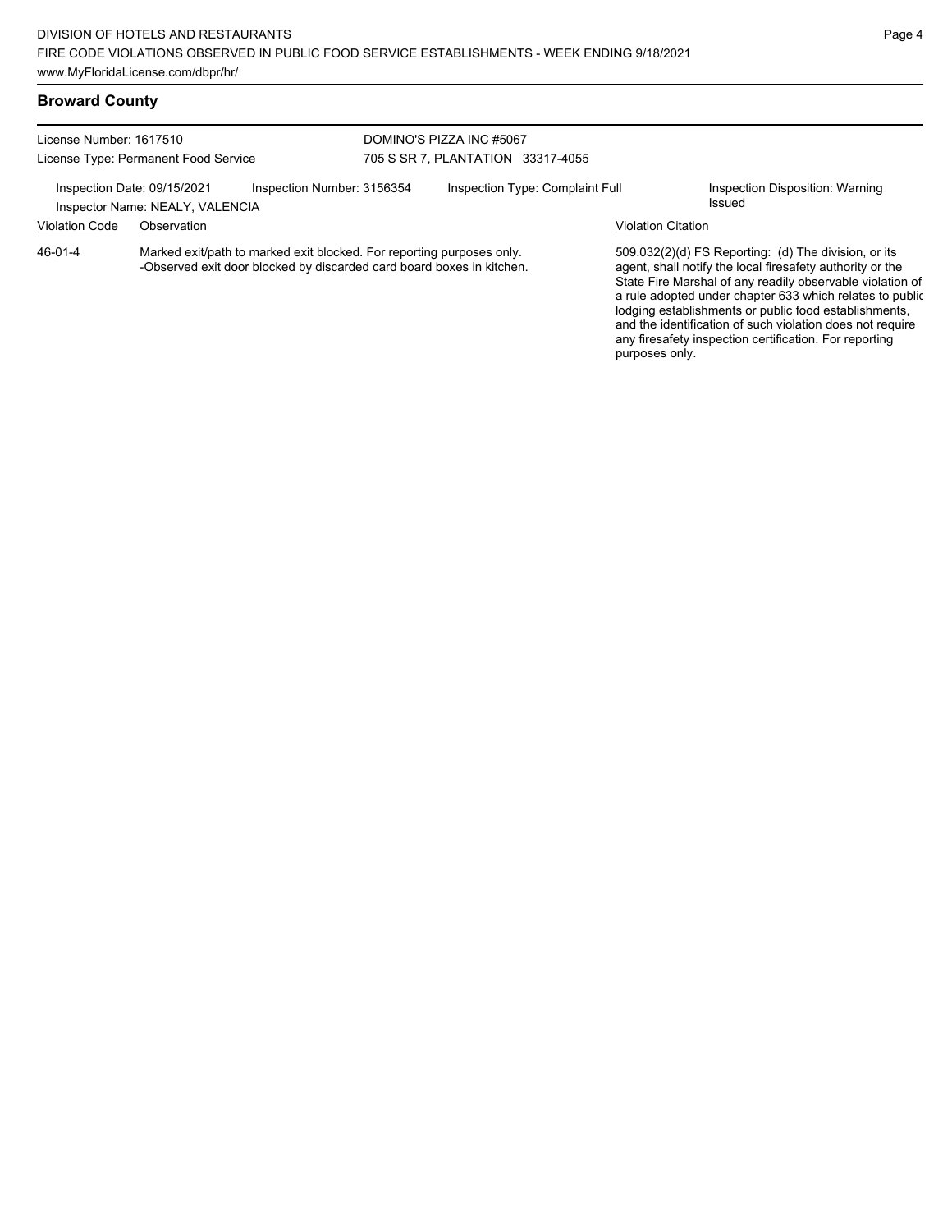## Broward County

License Number: 1617510
License Type: Permanent Food Service

DOMINO'S PIZZA INC #5067
705 S SR 7, PLANTATION 33317-4055

Inspection Date: 09/15/2021 | Inspection Number: 3156354 | Inspection Type: Complaint Full | Inspection Disposition: Warning Issued

Inspector Name: NEALY, VALENCIA

| Violation Code | Observation | Violation Citation |
| --- | --- | --- |
| 46-01-4 | Marked exit/path to marked exit blocked. For reporting purposes only. -Observed exit door blocked by discarded card board boxes in kitchen. | 509.032(2)(d) FS Reporting: (d) The division, or its agent, shall notify the local firesafety authority or the State Fire Marshal of any readily observable violation of a rule adopted under chapter 633 which relates to public lodging establishments or public food establishments, and the identification of such violation does not require any firesafety inspection certification. For reporting purposes only. |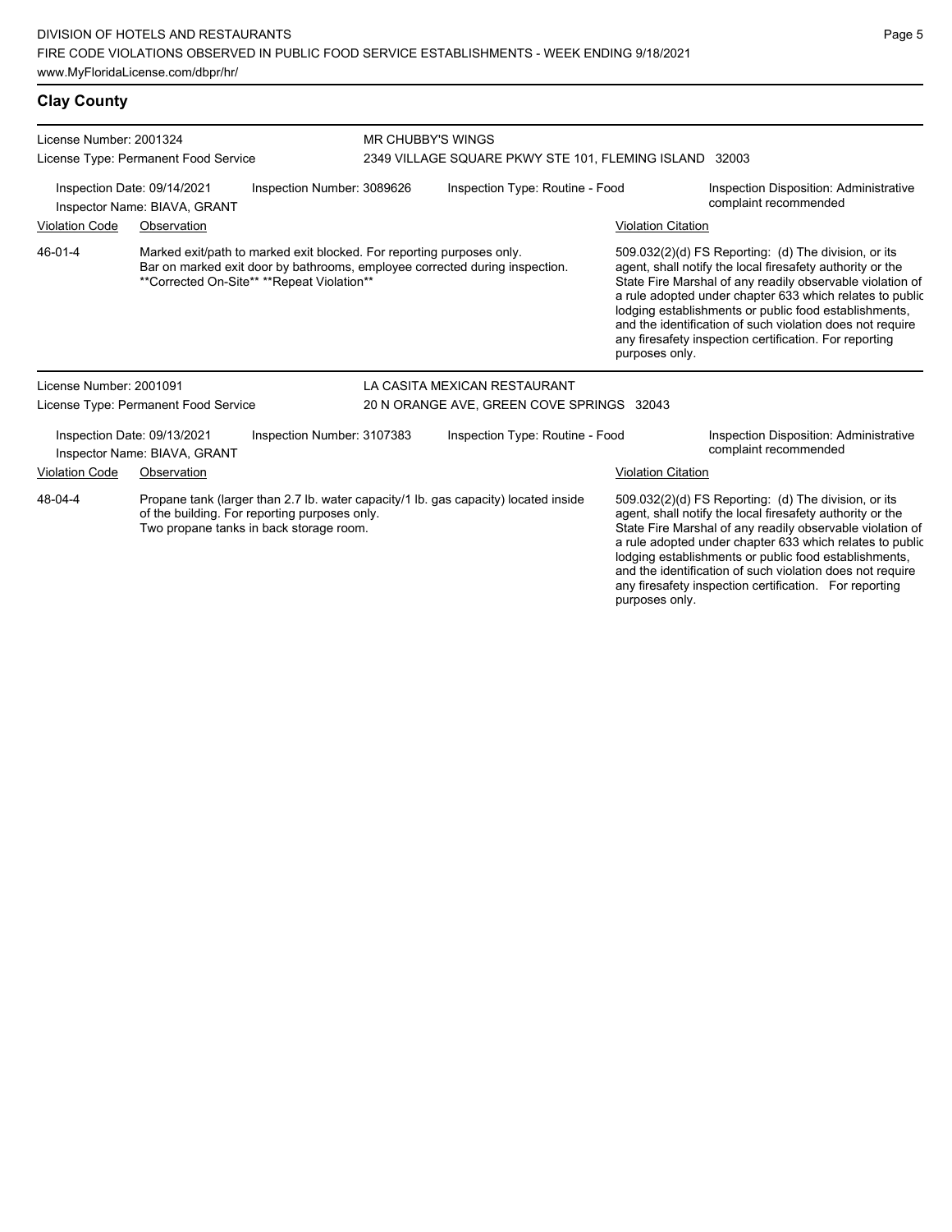## Clay County

**License Number:** 2001324
**License Type:** Permanent Food Service

**MR CHUBBY'S WINGS**
2349 VILLAGE SQUARE PKWY STE 101, FLEMING ISLAND 32003

Inspection Date: 09/14/2021
Inspector Name: BIAVA, GRANT
Inspection Number: 3089626
Inspection Type: Routine - Food
Inspection Disposition: Administrative complaint recommended

| Violation Code | Observation | Violation Citation |
| --- | --- | --- |
| 46-01-4 | Marked exit/path to marked exit blocked. For reporting purposes only. Bar on marked exit door by bathrooms, employee corrected during inspection. **Corrected On-Site** **Repeat Violation** | 509.032(2)(d) FS Reporting: (d) The division, or its agent, shall notify the local firesafety authority or the State Fire Marshal of any readily observable violation of a rule adopted under chapter 633 which relates to public lodging establishments or public food establishments, and the identification of such violation does not require any firesafety inspection certification. For reporting purposes only. |

**License Number:** 2001091
**License Type:** Permanent Food Service

**LA CASITA MEXICAN RESTAURANT**
20 N ORANGE AVE, GREEN COVE SPRINGS 32043

Inspection Date: 09/13/2021
Inspector Name: BIAVA, GRANT
Inspection Number: 3107383
Inspection Type: Routine - Food
Inspection Disposition: Administrative complaint recommended

| Violation Code | Observation | Violation Citation |
| --- | --- | --- |
| 48-04-4 | Propane tank (larger than 2.7 lb. water capacity/1 lb. gas capacity) located inside of the building. For reporting purposes only. Two propane tanks in back storage room. | 509.032(2)(d) FS Reporting: (d) The division, or its agent, shall notify the local firesafety authority or the State Fire Marshal of any readily observable violation of a rule adopted under chapter 633 which relates to public lodging establishments or public food establishments, and the identification of such violation does not require any firesafety inspection certification. For reporting purposes only. |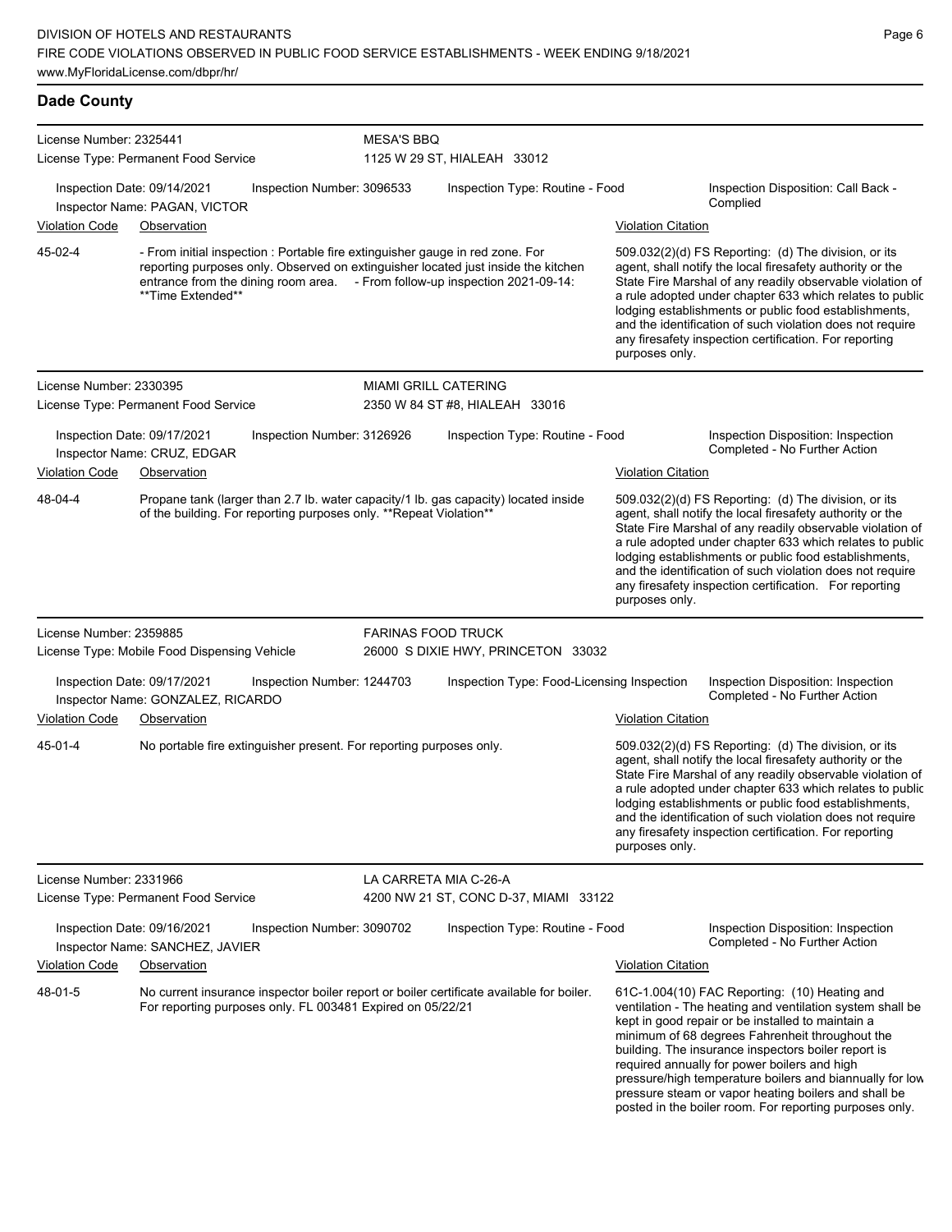## Dade County

**License Number:** 2325441 — **MESA'S BBQ**
License Type: Permanent Food Service — 1125 W 29 ST, HIALEAH 33012

Inspection Date: 09/14/2021 | Inspection Number: 3096533 | Inspection Type: Routine - Food | Inspection Disposition: Call Back - Complied
Inspector Name: PAGAN, VICTOR

| Violation Code | Observation | Violation Citation |
|---|---|---|
| 45-02-4 | - From initial inspection : Portable fire extinguisher gauge in red zone. For reporting purposes only. Observed on extinguisher located just inside the kitchen entrance from the dining room area. - From follow-up inspection 2021-09-14: **Time Extended** | 509.032(2)(d) FS Reporting: (d) The division, or its agent, shall notify the local firesafety authority or the State Fire Marshal of any readily observable violation of a rule adopted under chapter 633 which relates to public lodging establishments or public food establishments, and the identification of such violation does not require any firesafety inspection certification. For reporting purposes only. |

**License Number:** 2330395 — **MIAMI GRILL CATERING**
License Type: Permanent Food Service — 2350 W 84 ST #8, HIALEAH 33016

Inspection Date: 09/17/2021 | Inspection Number: 3126926 | Inspection Type: Routine - Food | Inspection Disposition: Inspection Completed - No Further Action
Inspector Name: CRUZ, EDGAR

| Violation Code | Observation | Violation Citation |
|---|---|---|
| 48-04-4 | Propane tank (larger than 2.7 lb. water capacity/1 lb. gas capacity) located inside of the building. For reporting purposes only. **Repeat Violation** | 509.032(2)(d) FS Reporting: (d) The division, or its agent, shall notify the local firesafety authority or the State Fire Marshal of any readily observable violation of a rule adopted under chapter 633 which relates to public lodging establishments or public food establishments, and the identification of such violation does not require any firesafety inspection certification. For reporting purposes only. |

**License Number:** 2359885 — **FARINAS FOOD TRUCK**
License Type: Mobile Food Dispensing Vehicle — 26000 S DIXIE HWY, PRINCETON 33032

Inspection Date: 09/17/2021 | Inspection Number: 1244703 | Inspection Type: Food-Licensing Inspection | Inspection Disposition: Inspection Completed - No Further Action
Inspector Name: GONZALEZ, RICARDO

| Violation Code | Observation | Violation Citation |
|---|---|---|
| 45-01-4 | No portable fire extinguisher present. For reporting purposes only. | 509.032(2)(d) FS Reporting: (d) The division, or its agent, shall notify the local firesafety authority or the State Fire Marshal of any readily observable violation of a rule adopted under chapter 633 which relates to public lodging establishments or public food establishments, and the identification of such violation does not require any firesafety inspection certification. For reporting purposes only. |

**License Number:** 2331966 — **LA CARRETA MIA C-26-A**
License Type: Permanent Food Service — 4200 NW 21 ST, CONC D-37, MIAMI 33122

Inspection Date: 09/16/2021 | Inspection Number: 3090702 | Inspection Type: Routine - Food | Inspection Disposition: Inspection Completed - No Further Action
Inspector Name: SANCHEZ, JAVIER

| Violation Code | Observation | Violation Citation |
|---|---|---|
| 48-01-5 | No current insurance inspector boiler report or boiler certificate available for boiler. For reporting purposes only. FL 003481 Expired on 05/22/21 | 61C-1.004(10) FAC Reporting: (10) Heating and ventilation - The heating and ventilation system shall be kept in good repair or be installed to maintain a minimum of 68 degrees Fahrenheit throughout the building. The insurance inspectors boiler report is required annually for power boilers and high pressure/high temperature boilers and biannually for low pressure steam or vapor heating boilers and shall be posted in the boiler room. For reporting purposes only. |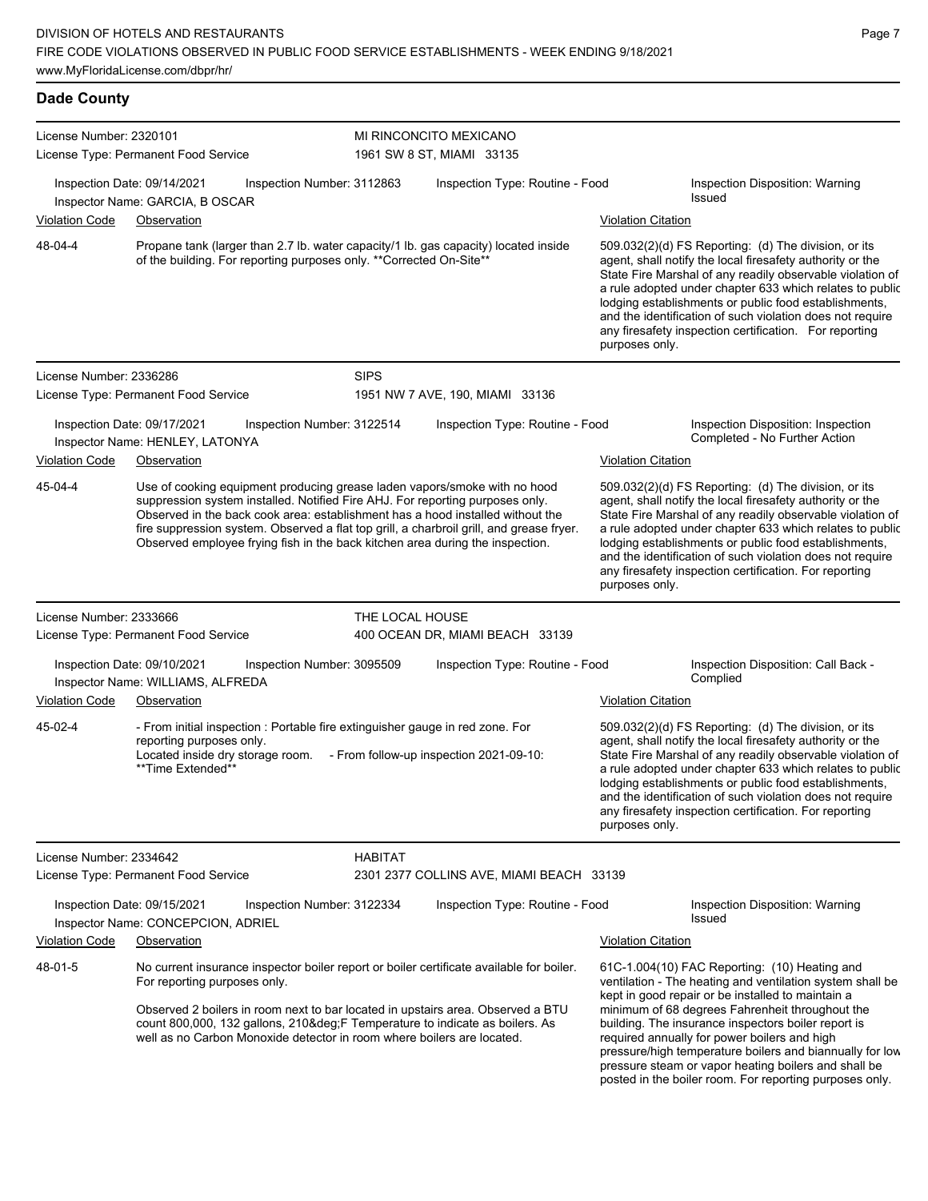## Dade County

**License Number:** 2320101
**License Type:** Permanent Food Service
**MI RINCONCITO MEXICANO**
1961 SW 8 ST, MIAMI 33135

Inspection Date: 09/14/2021
Inspection Number: 3112863
Inspection Type: Routine - Food
Inspection Disposition: Warning Issued
Inspector Name: GARCIA, B OSCAR

| Violation Code | Observation | Violation Citation |
| --- | --- | --- |
| 48-04-4 | Propane tank (larger than 2.7 lb. water capacity/1 lb. gas capacity) located inside of the building. For reporting purposes only. **Corrected On-Site** | 509.032(2)(d) FS Reporting: (d) The division, or its agent, shall notify the local firesafety authority or the State Fire Marshal of any readily observable violation of a rule adopted under chapter 633 which relates to public lodging establishments or public food establishments, and the identification of such violation does not require any firesafety inspection certification. For reporting purposes only. |

**License Number:** 2336286
**License Type:** Permanent Food Service
**SIPS**
1951 NW 7 AVE, 190, MIAMI 33136

Inspection Date: 09/17/2021
Inspection Number: 3122514
Inspection Type: Routine - Food
Inspection Disposition: Inspection Completed - No Further Action
Inspector Name: HENLEY, LATONYA

| Violation Code | Observation | Violation Citation |
| --- | --- | --- |
| 45-04-4 | Use of cooking equipment producing grease laden vapors/smoke with no hood suppression system installed. Notified Fire AHJ. For reporting purposes only. Observed in the back cook area: establishment has a hood installed without the fire suppression system. Observed a flat top grill, a charbroil grill, and grease fryer. Observed employee frying fish in the back kitchen area during the inspection. | 509.032(2)(d) FS Reporting: (d) The division, or its agent, shall notify the local firesafety authority or the State Fire Marshal of any readily observable violation of a rule adopted under chapter 633 which relates to public lodging establishments or public food establishments, and the identification of such violation does not require any firesafety inspection certification. For reporting purposes only. |

**License Number:** 2333666
**License Type:** Permanent Food Service
**THE LOCAL HOUSE**
400 OCEAN DR, MIAMI BEACH 33139

Inspection Date: 09/10/2021
Inspection Number: 3095509
Inspection Type: Routine - Food
Inspection Disposition: Call Back - Complied
Inspector Name: WILLIAMS, ALFREDA

| Violation Code | Observation | Violation Citation |
| --- | --- | --- |
| 45-02-4 | - From initial inspection : Portable fire extinguisher gauge in red zone. For reporting purposes only. Located inside dry storage room. - From follow-up inspection 2021-09-10: **Time Extended** | 509.032(2)(d) FS Reporting: (d) The division, or its agent, shall notify the local firesafety authority or the State Fire Marshal of any readily observable violation of a rule adopted under chapter 633 which relates to public lodging establishments or public food establishments, and the identification of such violation does not require any firesafety inspection certification. For reporting purposes only. |

**License Number:** 2334642
**License Type:** Permanent Food Service
**HABITAT**
2301 2377 COLLINS AVE, MIAMI BEACH 33139

Inspection Date: 09/15/2021
Inspection Number: 3122334
Inspection Type: Routine - Food
Inspection Disposition: Warning Issued
Inspector Name: CONCEPCION, ADRIEL

| Violation Code | Observation | Violation Citation |
| --- | --- | --- |
| 48-01-5 | No current insurance inspector boiler report or boiler certificate available for boiler. For reporting purposes only.<br><br>Observed 2 boilers in room next to bar located in upstairs area. Observed a BTU count 800,000, 132 gallons, 210&deg;F Temperature to indicate as boilers. As well as no Carbon Monoxide detector in room where boilers are located. | 61C-1.004(10) FAC Reporting: (10) Heating and ventilation - The heating and ventilation system shall be kept in good repair or be installed to maintain a minimum of 68 degrees Fahrenheit throughout the building. The insurance inspectors boiler report is required annually for power boilers and high pressure/high temperature boilers and biannually for low pressure steam or vapor heating boilers and shall be posted in the boiler room. For reporting purposes only. |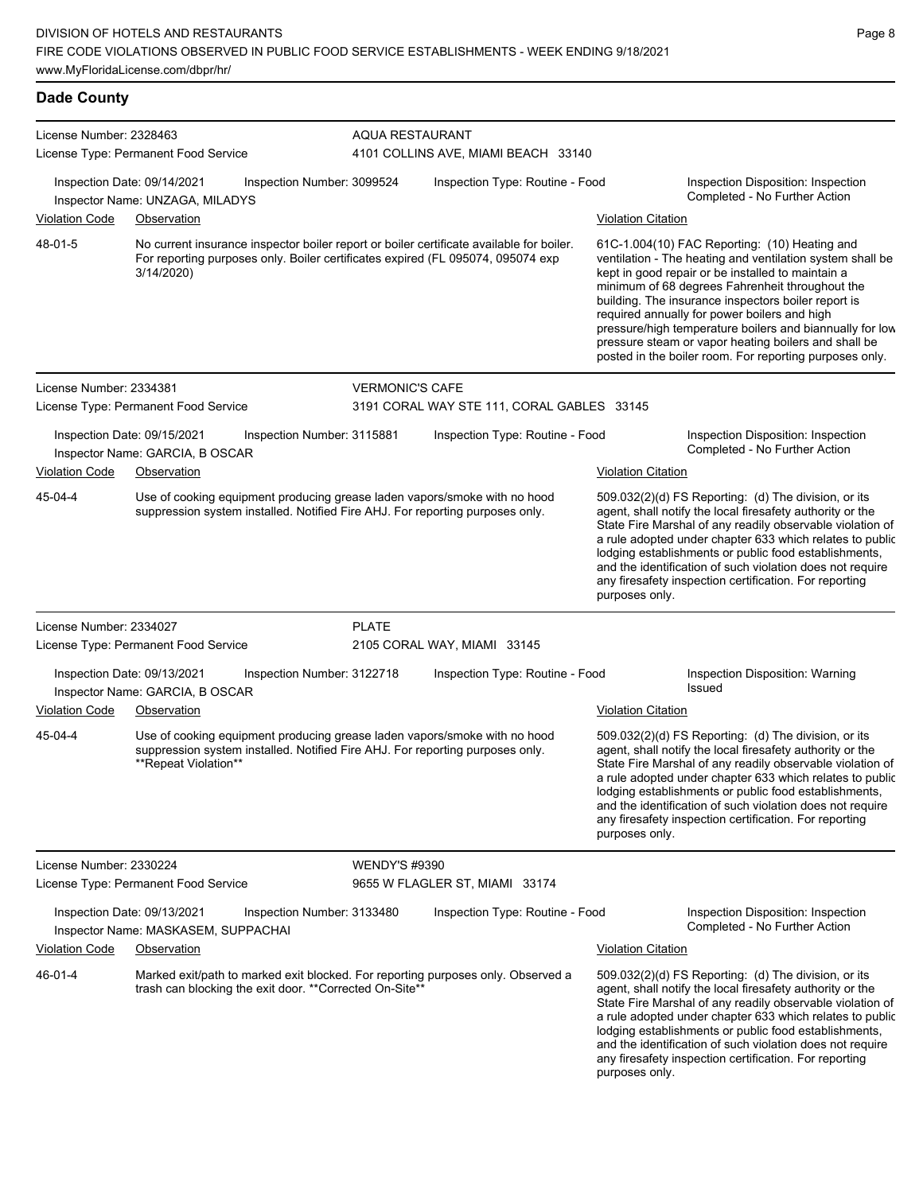## Dade County

**License Number:** 2328463
**License Type:** Permanent Food Service
**AQUA RESTAURANT**
4101 COLLINS AVE, MIAMI BEACH 33140

Inspection Date: 09/14/2021 | Inspection Number: 3099524 | Inspection Type: Routine - Food | Inspection Disposition: Inspection Completed - No Further Action
Inspector Name: UNZAGA, MILADYS

| Violation Code | Observation | Violation Citation |
|---|---|---|
| 48-01-5 | No current insurance inspector boiler report or boiler certificate available for boiler. For reporting purposes only. Boiler certificates expired (FL 095074, 095074 exp 3/14/2020) | 61C-1.004(10) FAC Reporting: (10) Heating and ventilation - The heating and ventilation system shall be kept in good repair or be installed to maintain a minimum of 68 degrees Fahrenheit throughout the building. The insurance inspectors boiler report is required annually for power boilers and high pressure/high temperature boilers and biannually for low pressure steam or vapor heating boilers and shall be posted in the boiler room. For reporting purposes only. |

**License Number:** 2334381
**License Type:** Permanent Food Service
**VERMONIC'S CAFE**
3191 CORAL WAY STE 111, CORAL GABLES 33145

Inspection Date: 09/15/2021 | Inspection Number: 3115881 | Inspection Type: Routine - Food | Inspection Disposition: Inspection Completed - No Further Action
Inspector Name: GARCIA, B OSCAR

| Violation Code | Observation | Violation Citation |
|---|---|---|
| 45-04-4 | Use of cooking equipment producing grease laden vapors/smoke with no hood suppression system installed. Notified Fire AHJ. For reporting purposes only. | 509.032(2)(d) FS Reporting: (d) The division, or its agent, shall notify the local firesafety authority or the State Fire Marshal of any readily observable violation of a rule adopted under chapter 633 which relates to public lodging establishments or public food establishments, and the identification of such violation does not require any firesafety inspection certification. For reporting purposes only. |

**License Number:** 2334027
**License Type:** Permanent Food Service
**PLATE**
2105 CORAL WAY, MIAMI 33145

Inspection Date: 09/13/2021 | Inspection Number: 3122718 | Inspection Type: Routine - Food | Inspection Disposition: Warning Issued
Inspector Name: GARCIA, B OSCAR

| Violation Code | Observation | Violation Citation |
|---|---|---|
| 45-04-4 | Use of cooking equipment producing grease laden vapors/smoke with no hood suppression system installed. Notified Fire AHJ. For reporting purposes only. **Repeat Violation** | 509.032(2)(d) FS Reporting: (d) The division, or its agent, shall notify the local firesafety authority or the State Fire Marshal of any readily observable violation of a rule adopted under chapter 633 which relates to public lodging establishments or public food establishments, and the identification of such violation does not require any firesafety inspection certification. For reporting purposes only. |

**License Number:** 2330224
**License Type:** Permanent Food Service
**WENDY'S #9390**
9655 W FLAGLER ST, MIAMI 33174

Inspection Date: 09/13/2021 | Inspection Number: 3133480 | Inspection Type: Routine - Food | Inspection Disposition: Inspection Completed - No Further Action
Inspector Name: MASKASEM, SUPPACHAI

| Violation Code | Observation | Violation Citation |
|---|---|---|
| 46-01-4 | Marked exit/path to marked exit blocked. For reporting purposes only. Observed a trash can blocking the exit door. **Corrected On-Site** | 509.032(2)(d) FS Reporting: (d) The division, or its agent, shall notify the local firesafety authority or the State Fire Marshal of any readily observable violation of a rule adopted under chapter 633 which relates to public lodging establishments or public food establishments, and the identification of such violation does not require any firesafety inspection certification. For reporting purposes only. |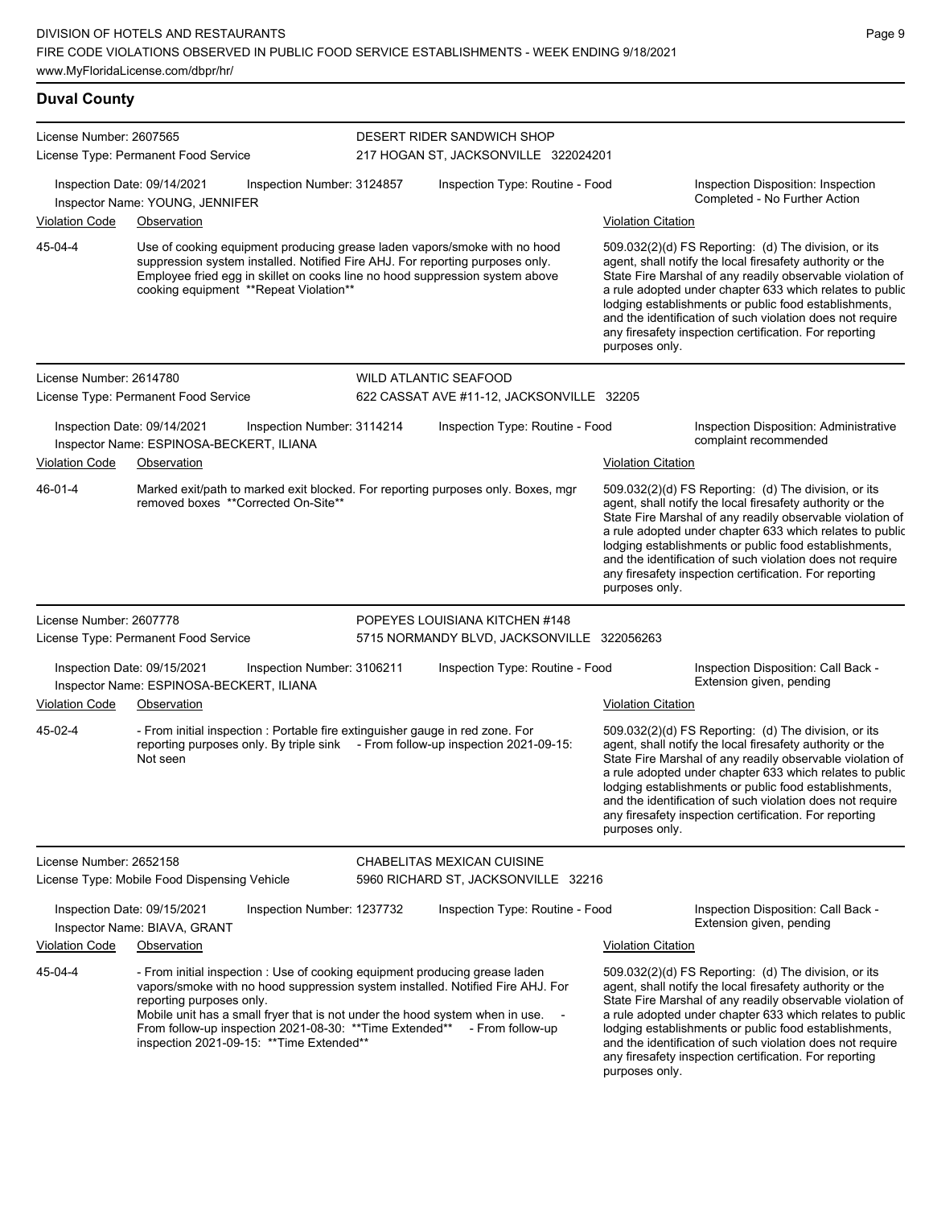## Duval County

**License Number:** 2607565
**License Type:** Permanent Food Service
**DESERT RIDER SANDWICH SHOP**
217 HOGAN ST, JACKSONVILLE 322024201

Inspection Date: 09/14/2021 | Inspection Number: 3124857 | Inspection Type: Routine - Food | Inspection Disposition: Inspection Completed - No Further Action
Inspector Name: YOUNG, JENNIFER

| Violation Code | Observation | Violation Citation |
|---|---|---|
| 45-04-4 | Use of cooking equipment producing grease laden vapors/smoke with no hood suppression system installed. Notified Fire AHJ. For reporting purposes only. Employee fried egg in skillet on cooks line no hood suppression system above cooking equipment **Repeat Violation** | 509.032(2)(d) FS Reporting: (d) The division, or its agent, shall notify the local firesafety authority or the State Fire Marshal of any readily observable violation of a rule adopted under chapter 633 which relates to public lodging establishments or public food establishments, and the identification of such violation does not require any firesafety inspection certification. For reporting purposes only. |

**License Number:** 2614780
**License Type:** Permanent Food Service
**WILD ATLANTIC SEAFOOD**
622 CASSAT AVE #11-12, JACKSONVILLE 32205

Inspection Date: 09/14/2021 | Inspection Number: 3114214 | Inspection Type: Routine - Food | Inspection Disposition: Administrative complaint recommended
Inspector Name: ESPINOSA-BECKERT, ILIANA

| Violation Code | Observation | Violation Citation |
|---|---|---|
| 46-01-4 | Marked exit/path to marked exit blocked. For reporting purposes only. Boxes, mgr removed boxes **Corrected On-Site** | 509.032(2)(d) FS Reporting: (d) The division, or its agent, shall notify the local firesafety authority or the State Fire Marshal of any readily observable violation of a rule adopted under chapter 633 which relates to public lodging establishments or public food establishments, and the identification of such violation does not require any firesafety inspection certification. For reporting purposes only. |

**License Number:** 2607778
**License Type:** Permanent Food Service
**POPEYES LOUISIANA KITCHEN #148**
5715 NORMANDY BLVD, JACKSONVILLE 322056263

Inspection Date: 09/15/2021 | Inspection Number: 3106211 | Inspection Type: Routine - Food | Inspection Disposition: Call Back - Extension given, pending
Inspector Name: ESPINOSA-BECKERT, ILIANA

| Violation Code | Observation | Violation Citation |
|---|---|---|
| 45-02-4 | - From initial inspection : Portable fire extinguisher gauge in red zone. For reporting purposes only. By triple sink - From follow-up inspection 2021-09-15: Not seen | 509.032(2)(d) FS Reporting: (d) The division, or its agent, shall notify the local firesafety authority or the State Fire Marshal of any readily observable violation of a rule adopted under chapter 633 which relates to public lodging establishments or public food establishments, and the identification of such violation does not require any firesafety inspection certification. For reporting purposes only. |

**License Number:** 2652158
**License Type:** Mobile Food Dispensing Vehicle
**CHABELITAS MEXICAN CUISINE**
5960 RICHARD ST, JACKSONVILLE 32216

Inspection Date: 09/15/2021 | Inspection Number: 1237732 | Inspection Type: Routine - Food | Inspection Disposition: Call Back - Extension given, pending
Inspector Name: BIAVA, GRANT

| Violation Code | Observation | Violation Citation |
|---|---|---|
| 45-04-4 | - From initial inspection : Use of cooking equipment producing grease laden vapors/smoke with no hood suppression system installed. Notified Fire AHJ. For reporting purposes only. Mobile unit has a small fryer that is not under the hood system when in use. - From follow-up inspection 2021-08-30: **Time Extended** - From follow-up inspection 2021-09-15: **Time Extended** | 509.032(2)(d) FS Reporting: (d) The division, or its agent, shall notify the local firesafety authority or the State Fire Marshal of any readily observable violation of a rule adopted under chapter 633 which relates to public lodging establishments or public food establishments, and the identification of such violation does not require any firesafety inspection certification. For reporting purposes only. |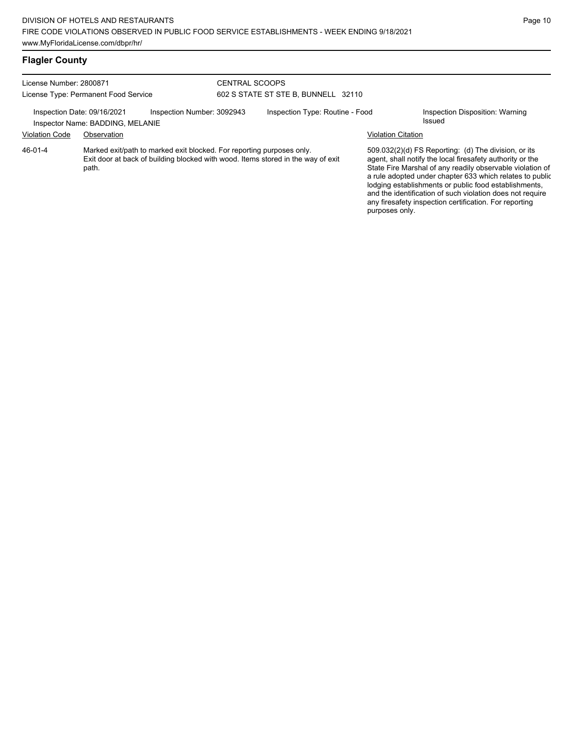## Flagler County

License Number: 2800871
License Type: Permanent Food Service

CENTRAL SCOOPS
602 S STATE ST STE B, BUNNELL 32110

Inspection Date: 09/16/2021
Inspector Name: BADDING, MELANIE
Inspection Number: 3092943
Inspection Type: Routine - Food
Inspection Disposition: Warning Issued

| Violation Code | Observation | Violation Citation |
| --- | --- | --- |
| 46-01-4 | Marked exit/path to marked exit blocked. For reporting purposes only. Exit door at back of building blocked with wood. Items stored in the way of exit path. | 509.032(2)(d) FS Reporting: (d) The division, or its agent, shall notify the local firesafety authority or the State Fire Marshal of any readily observable violation of a rule adopted under chapter 633 which relates to public lodging establishments or public food establishments, and the identification of such violation does not require any firesafety inspection certification. For reporting purposes only. |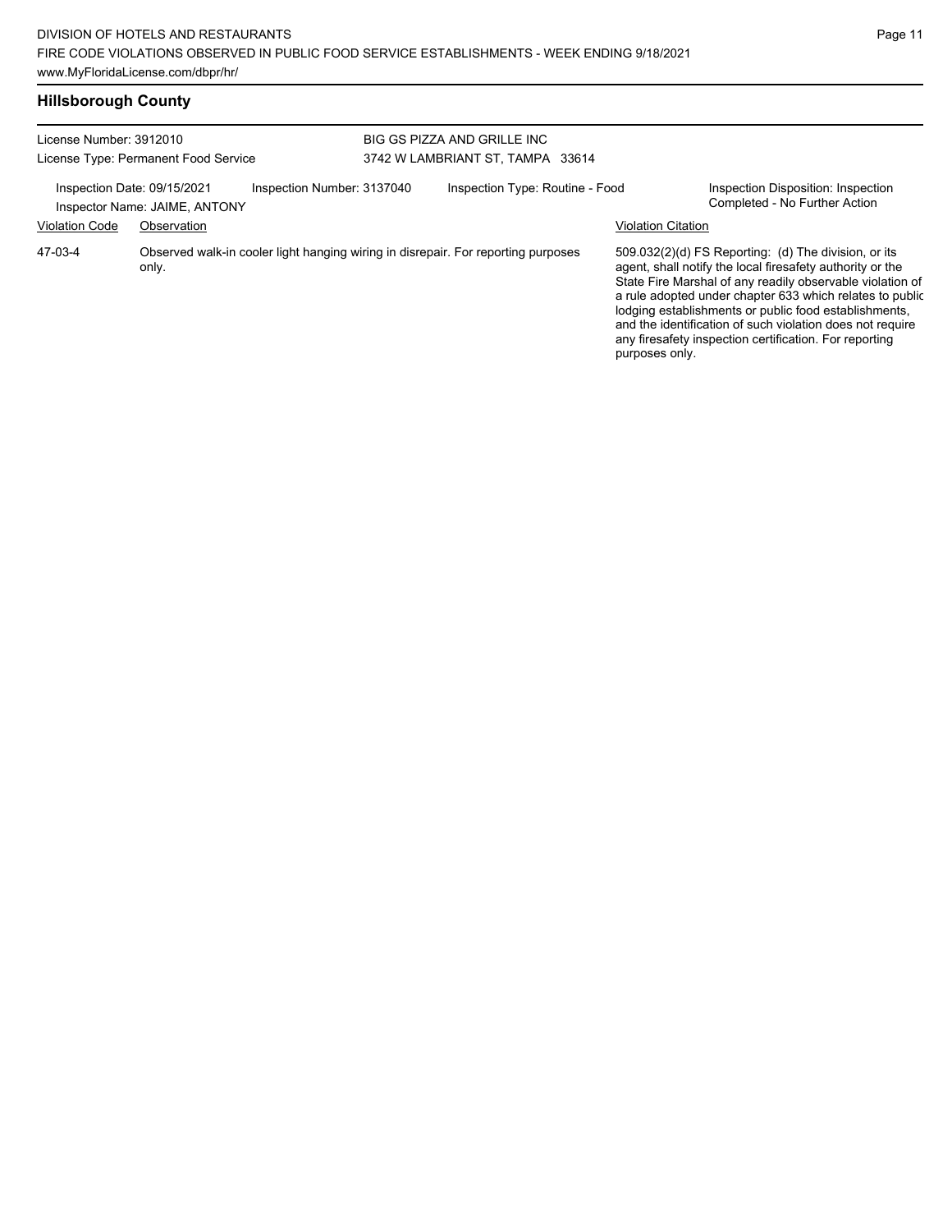## Hillsborough County

License Number: 3912010
License Type: Permanent Food Service

BIG GS PIZZA AND GRILLE INC
3742 W LAMBRIANT ST, TAMPA 33614

Inspection Date: 09/15/2021
Inspector Name: JAIME, ANTONY

Inspection Number: 3137040

Inspection Type: Routine - Food

Inspection Disposition: Inspection Completed - No Further Action

| Violation Code | Observation | Violation Citation |
| --- | --- | --- |
| 47-03-4 | Observed walk-in cooler light hanging wiring in disrepair. For reporting purposes only. | 509.032(2)(d) FS Reporting: (d) The division, or its agent, shall notify the local firesafety authority or the State Fire Marshal of any readily observable violation of a rule adopted under chapter 633 which relates to public lodging establishments or public food establishments, and the identification of such violation does not require any firesafety inspection certification. For reporting purposes only. |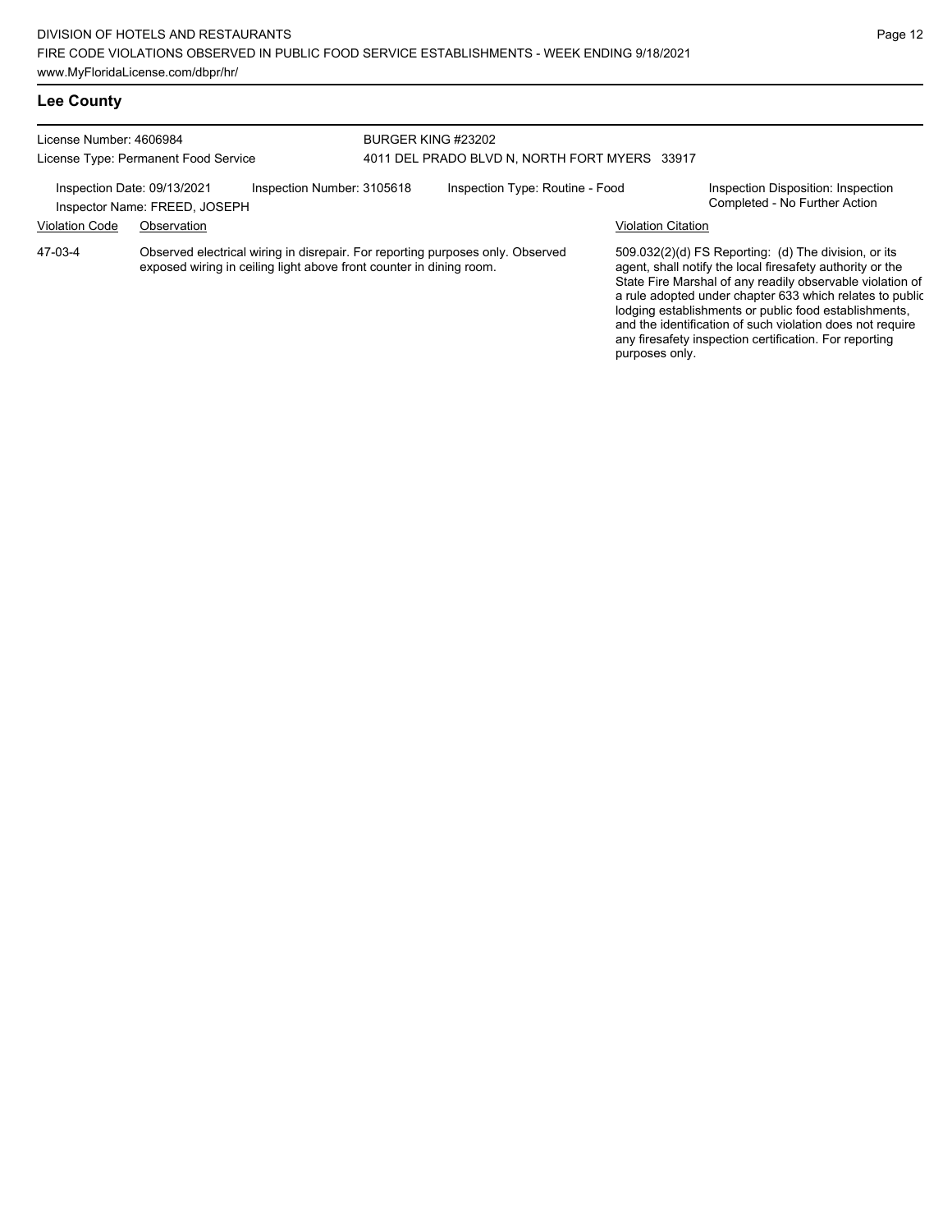## Lee County

License Number: 4606984
License Type: Permanent Food Service

BURGER KING #23202
4011 DEL PRADO BLVD N, NORTH FORT MYERS 33917

Inspection Date: 09/13/2021
Inspector Name: FREED, JOSEPH
Inspection Number: 3105618
Inspection Type: Routine - Food
Inspection Disposition: Inspection Completed - No Further Action

| Violation Code | Observation | Violation Citation |
|---|---|---|
| 47-03-4 | Observed electrical wiring in disrepair. For reporting purposes only. Observed exposed wiring in ceiling light above front counter in dining room. | 509.032(2)(d) FS Reporting: (d) The division, or its agent, shall notify the local firesafety authority or the State Fire Marshal of any readily observable violation of a rule adopted under chapter 633 which relates to public lodging establishments or public food establishments, and the identification of such violation does not require any firesafety inspection certification. For reporting purposes only. |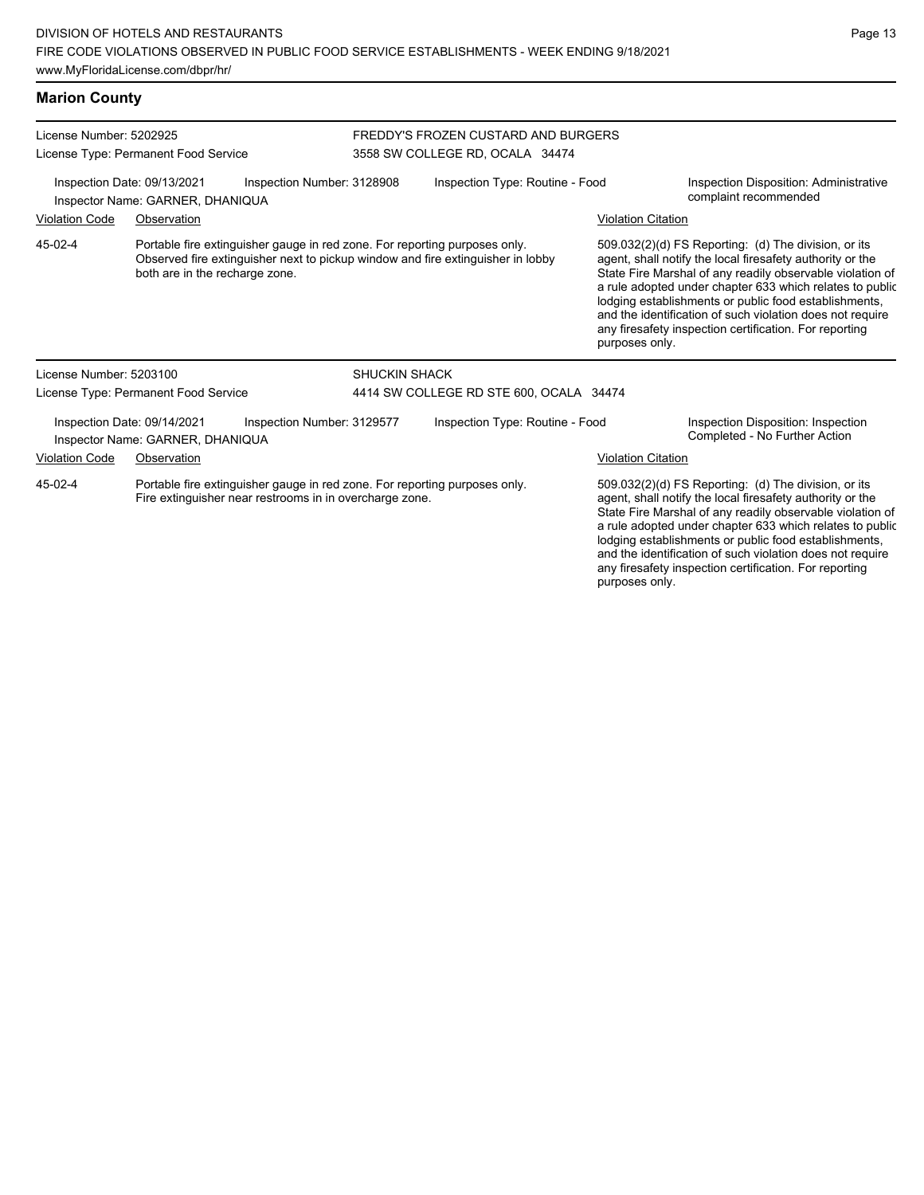## Marion County

License Number: 5202925
License Type: Permanent Food Service

FREDDY'S FROZEN CUSTARD AND BURGERS
3558 SW COLLEGE RD, OCALA 34474

Inspection Date: 09/13/2021
Inspection Number: 3128908
Inspection Type: Routine - Food
Inspection Disposition: Administrative complaint recommended
Inspector Name: GARNER, DHANIQUA

| Violation Code | Observation | Violation Citation |
| --- | --- | --- |
| 45-02-4 | Portable fire extinguisher gauge in red zone. For reporting purposes only. Observed fire extinguisher next to pickup window and fire extinguisher in lobby both are in the recharge zone. | 509.032(2)(d) FS Reporting: (d) The division, or its agent, shall notify the local firesafety authority or the State Fire Marshal of any readily observable violation of a rule adopted under chapter 633 which relates to public lodging establishments or public food establishments, and the identification of such violation does not require any firesafety inspection certification. For reporting purposes only. |

License Number: 5203100
License Type: Permanent Food Service

SHUCKIN SHACK
4414 SW COLLEGE RD STE 600, OCALA 34474

Inspection Date: 09/14/2021
Inspection Number: 3129577
Inspection Type: Routine - Food
Inspection Disposition: Inspection Completed - No Further Action
Inspector Name: GARNER, DHANIQUA

| Violation Code | Observation | Violation Citation |
| --- | --- | --- |
| 45-02-4 | Portable fire extinguisher gauge in red zone. For reporting purposes only. Fire extinguisher near restrooms in in overcharge zone. | 509.032(2)(d) FS Reporting: (d) The division, or its agent, shall notify the local firesafety authority or the State Fire Marshal of any readily observable violation of a rule adopted under chapter 633 which relates to public lodging establishments or public food establishments, and the identification of such violation does not require any firesafety inspection certification. For reporting purposes only. |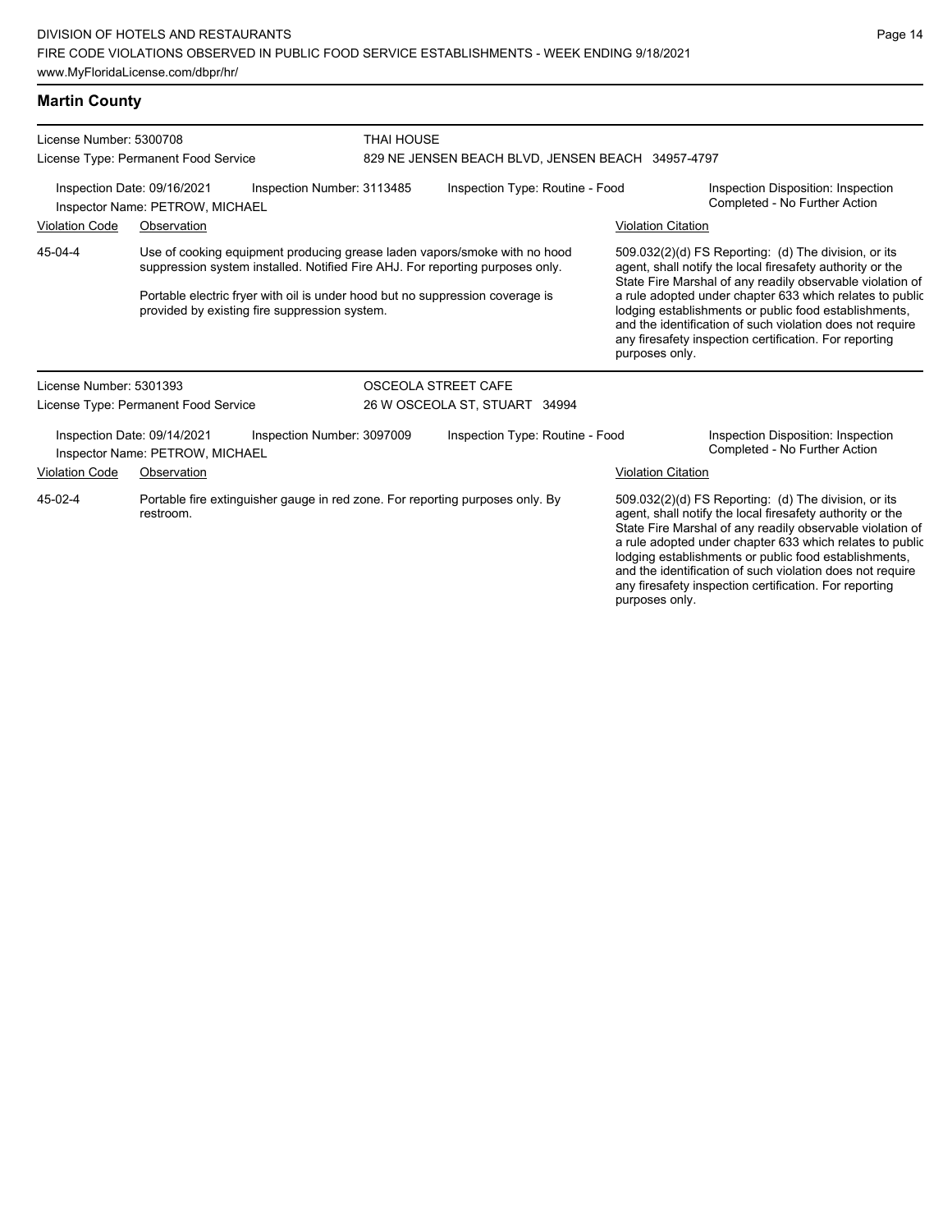## Martin County

**License Number:** 5300708
**License Type:** Permanent Food Service
**THAI HOUSE**
829 NE JENSEN BEACH BLVD, JENSEN BEACH 34957-4797

**Inspection Date:** 09/16/2021 | **Inspection Number:** 3113485 | **Inspection Type:** Routine - Food | **Inspection Disposition:** Inspection Completed - No Further Action
**Inspector Name:** PETROW, MICHAEL

| Violation Code | Observation | Violation Citation |
| --- | --- | --- |
| 45-04-4 | Use of cooking equipment producing grease laden vapors/smoke with no hood suppression system installed. Notified Fire AHJ. For reporting purposes only.<br><br>Portable electric fryer with oil is under hood but no suppression coverage is provided by existing fire suppression system. | 509.032(2)(d) FS Reporting: (d) The division, or its agent, shall notify the local firesafety authority or the State Fire Marshal of any readily observable violation of a rule adopted under chapter 633 which relates to public lodging establishments or public food establishments, and the identification of such violation does not require any firesafety inspection certification. For reporting purposes only. |

**License Number:** 5301393
**License Type:** Permanent Food Service
**OSCEOLA STREET CAFE**
26 W OSCEOLA ST, STUART 34994

**Inspection Date:** 09/14/2021 | **Inspection Number:** 3097009 | **Inspection Type:** Routine - Food | **Inspection Disposition:** Inspection Completed - No Further Action
**Inspector Name:** PETROW, MICHAEL

| Violation Code | Observation | Violation Citation |
| --- | --- | --- |
| 45-02-4 | Portable fire extinguisher gauge in red zone. For reporting purposes only. By restroom. | 509.032(2)(d) FS Reporting: (d) The division, or its agent, shall notify the local firesafety authority or the State Fire Marshal of any readily observable violation of a rule adopted under chapter 633 which relates to public lodging establishments or public food establishments, and the identification of such violation does not require any firesafety inspection certification. For reporting purposes only. |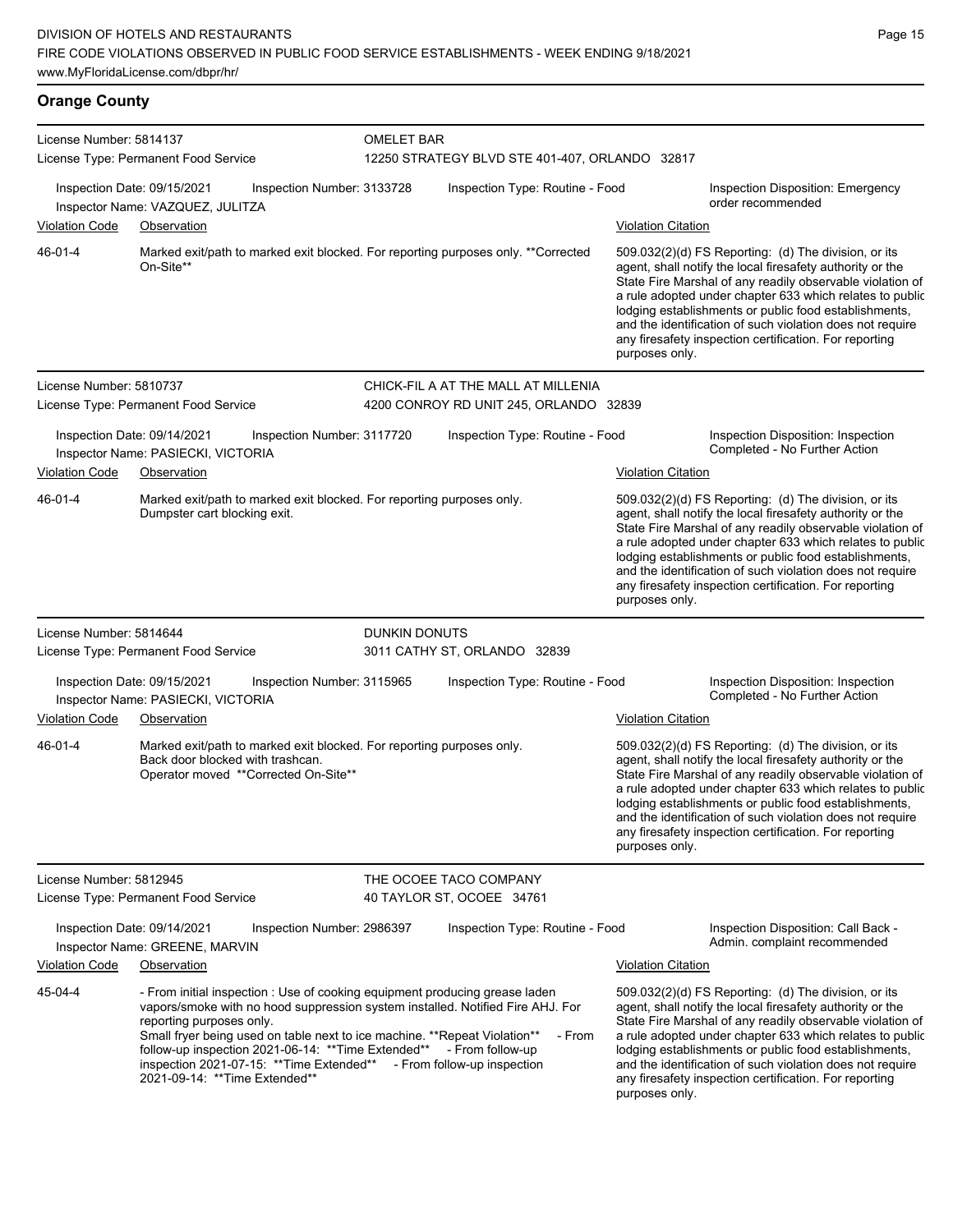## Orange County

**License Number:** 5814137
**License Type:** Permanent Food Service
**OMELET BAR**
12250 STRATEGY BLVD STE 401-407, ORLANDO 32817

Inspection Date: 09/15/2021 | Inspection Number: 3133728 | Inspection Type: Routine - Food | Inspection Disposition: Emergency order recommended
Inspector Name: VAZQUEZ, JULITZA

| Violation Code | Observation | Violation Citation |
|---|---|---|
| 46-01-4 | Marked exit/path to marked exit blocked. For reporting purposes only. **Corrected On-Site** | 509.032(2)(d) FS Reporting: (d) The division, or its agent, shall notify the local firesafety authority or the State Fire Marshal of any readily observable violation of a rule adopted under chapter 633 which relates to public lodging establishments or public food establishments, and the identification of such violation does not require any firesafety inspection certification. For reporting purposes only. |

**License Number:** 5810737
**License Type:** Permanent Food Service
**CHICK-FIL A AT THE MALL AT MILLENIA**
4200 CONROY RD UNIT 245, ORLANDO 32839

Inspection Date: 09/14/2021 | Inspection Number: 3117720 | Inspection Type: Routine - Food | Inspection Disposition: Inspection Completed - No Further Action
Inspector Name: PASIECKI, VICTORIA

| Violation Code | Observation | Violation Citation |
|---|---|---|
| 46-01-4 | Marked exit/path to marked exit blocked. For reporting purposes only. Dumpster cart blocking exit. | 509.032(2)(d) FS Reporting: (d) The division, or its agent, shall notify the local firesafety authority or the State Fire Marshal of any readily observable violation of a rule adopted under chapter 633 which relates to public lodging establishments or public food establishments, and the identification of such violation does not require any firesafety inspection certification. For reporting purposes only. |

**License Number:** 5814644
**License Type:** Permanent Food Service
**DUNKIN DONUTS**
3011 CATHY ST, ORLANDO 32839

Inspection Date: 09/15/2021 | Inspection Number: 3115965 | Inspection Type: Routine - Food | Inspection Disposition: Inspection Completed - No Further Action
Inspector Name: PASIECKI, VICTORIA

| Violation Code | Observation | Violation Citation |
|---|---|---|
| 46-01-4 | Marked exit/path to marked exit blocked. For reporting purposes only. Back door blocked with trashcan. Operator moved **Corrected On-Site** | 509.032(2)(d) FS Reporting: (d) The division, or its agent, shall notify the local firesafety authority or the State Fire Marshal of any readily observable violation of a rule adopted under chapter 633 which relates to public lodging establishments or public food establishments, and the identification of such violation does not require any firesafety inspection certification. For reporting purposes only. |

**License Number:** 5812945
**License Type:** Permanent Food Service
**THE OCOEE TACO COMPANY**
40 TAYLOR ST, OCOEE 34761

Inspection Date: 09/14/2021 | Inspection Number: 2986397 | Inspection Type: Routine - Food | Inspection Disposition: Call Back - Admin. complaint recommended
Inspector Name: GREENE, MARVIN

| Violation Code | Observation | Violation Citation |
|---|---|---|
| 45-04-4 | - From initial inspection : Use of cooking equipment producing grease laden vapors/smoke with no hood suppression system installed. Notified Fire AHJ. For reporting purposes only. Small fryer being used on table next to ice machine. **Repeat Violation** - From follow-up inspection 2021-06-14: **Time Extended** - From follow-up inspection 2021-07-15: **Time Extended** - From follow-up inspection 2021-09-14: **Time Extended** | 509.032(2)(d) FS Reporting: (d) The division, or its agent, shall notify the local firesafety authority or the State Fire Marshal of any readily observable violation of a rule adopted under chapter 633 which relates to public lodging establishments or public food establishments, and the identification of such violation does not require any firesafety inspection certification. For reporting purposes only. |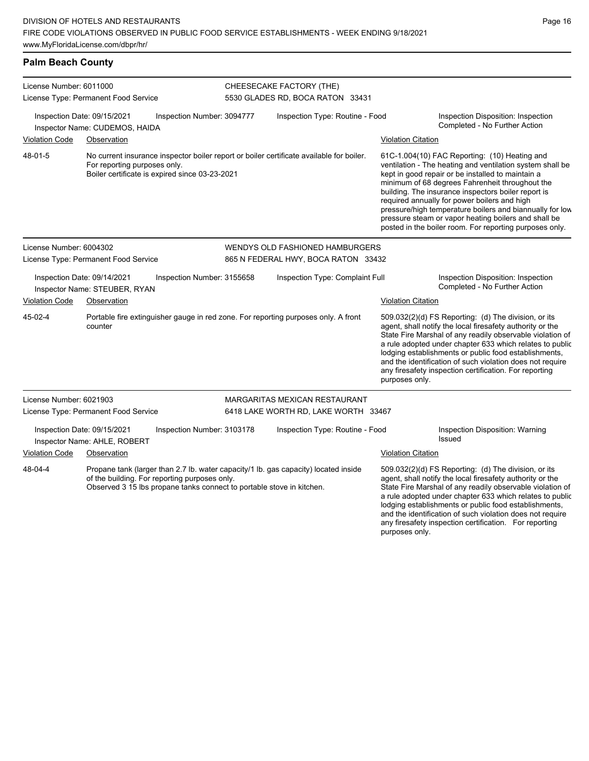## Palm Beach County

**License Number:** 6011000
**License Type:** Permanent Food Service

CHEESECAKE FACTORY (THE)
5530 GLADES RD, BOCA RATON 33431

Inspection Date: 09/15/2021 | Inspection Number: 3094777 | Inspection Type: Routine - Food | Inspection Disposition: Inspection Completed - No Further Action

Inspector Name: CUDEMOS, HAIDA

| Violation Code | Observation | Violation Citation |
|---|---|---|
| 48-01-5 | No current insurance inspector boiler report or boiler certificate available for boiler. For reporting purposes only. Boiler certificate is expired since 03-23-2021 | 61C-1.004(10) FAC Reporting: (10) Heating and ventilation - The heating and ventilation system shall be kept in good repair or be installed to maintain a minimum of 68 degrees Fahrenheit throughout the building. The insurance inspectors boiler report is required annually for power boilers and high pressure/high temperature boilers and biannually for low pressure steam or vapor heating boilers and shall be posted in the boiler room. For reporting purposes only. |

---

**License Number:** 6004302
**License Type:** Permanent Food Service

WENDYS OLD FASHIONED HAMBURGERS
865 N FEDERAL HWY, BOCA RATON 33432

Inspection Date: 09/14/2021 | Inspection Number: 3155658 | Inspection Type: Complaint Full | Inspection Disposition: Inspection Completed - No Further Action

Inspector Name: STEUBER, RYAN

| Violation Code | Observation | Violation Citation |
|---|---|---|
| 45-02-4 | Portable fire extinguisher gauge in red zone. For reporting purposes only. A front counter | 509.032(2)(d) FS Reporting: (d) The division, or its agent, shall notify the local firesafety authority or the State Fire Marshal of any readily observable violation of a rule adopted under chapter 633 which relates to public lodging establishments or public food establishments, and the identification of such violation does not require any firesafety inspection certification. For reporting purposes only. |

---

**License Number:** 6021903
**License Type:** Permanent Food Service

MARGARITAS MEXICAN RESTAURANT
6418 LAKE WORTH RD, LAKE WORTH 33467

Inspection Date: 09/15/2021 | Inspection Number: 3103178 | Inspection Type: Routine - Food | Inspection Disposition: Warning Issued

Inspector Name: AHLE, ROBERT

| Violation Code | Observation | Violation Citation |
|---|---|---|
| 48-04-4 | Propane tank (larger than 2.7 lb. water capacity/1 lb. gas capacity) located inside of the building. For reporting purposes only. Observed 3 15 lbs propane tanks connect to portable stove in kitchen. | 509.032(2)(d) FS Reporting: (d) The division, or its agent, shall notify the local firesafety authority or the State Fire Marshal of any readily observable violation of a rule adopted under chapter 633 which relates to public lodging establishments or public food establishments, and the identification of such violation does not require any firesafety inspection certification. For reporting purposes only. |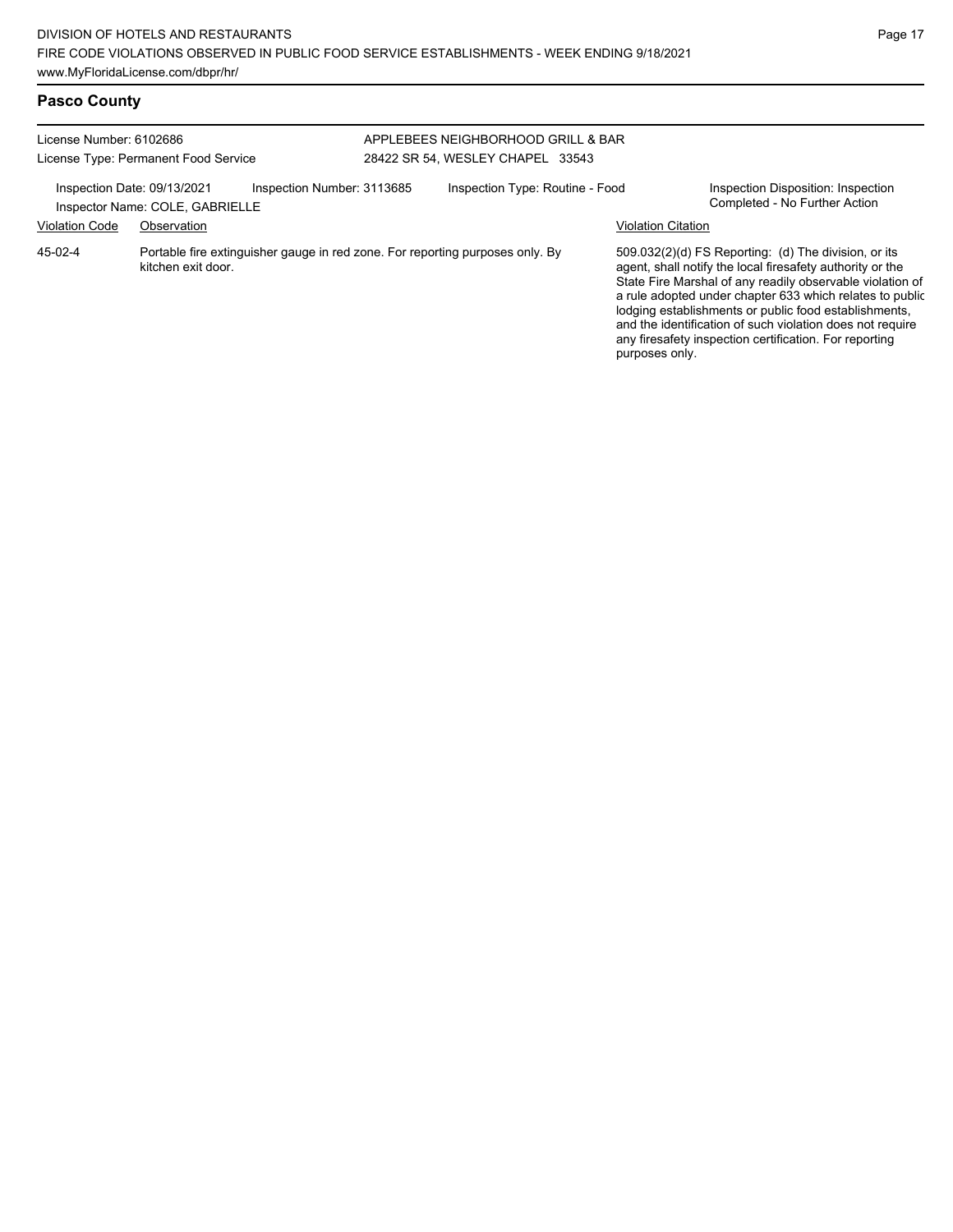## Pasco County

License Number: 6102686
License Type: Permanent Food Service

APPLEBEES NEIGHBORHOOD GRILL & BAR
28422 SR 54, WESLEY CHAPEL 33543

Inspection Date: 09/13/2021
Inspection Number: 3113685
Inspection Type: Routine - Food
Inspection Disposition: Inspection Completed - No Further Action
Inspector Name: COLE, GABRIELLE

| Violation Code | Observation | Violation Citation |
| --- | --- | --- |
| 45-02-4 | Portable fire extinguisher gauge in red zone. For reporting purposes only. By kitchen exit door. | 509.032(2)(d) FS Reporting: (d) The division, or its agent, shall notify the local firesafety authority or the State Fire Marshal of any readily observable violation of a rule adopted under chapter 633 which relates to public lodging establishments or public food establishments, and the identification of such violation does not require any firesafety inspection certification. For reporting purposes only. |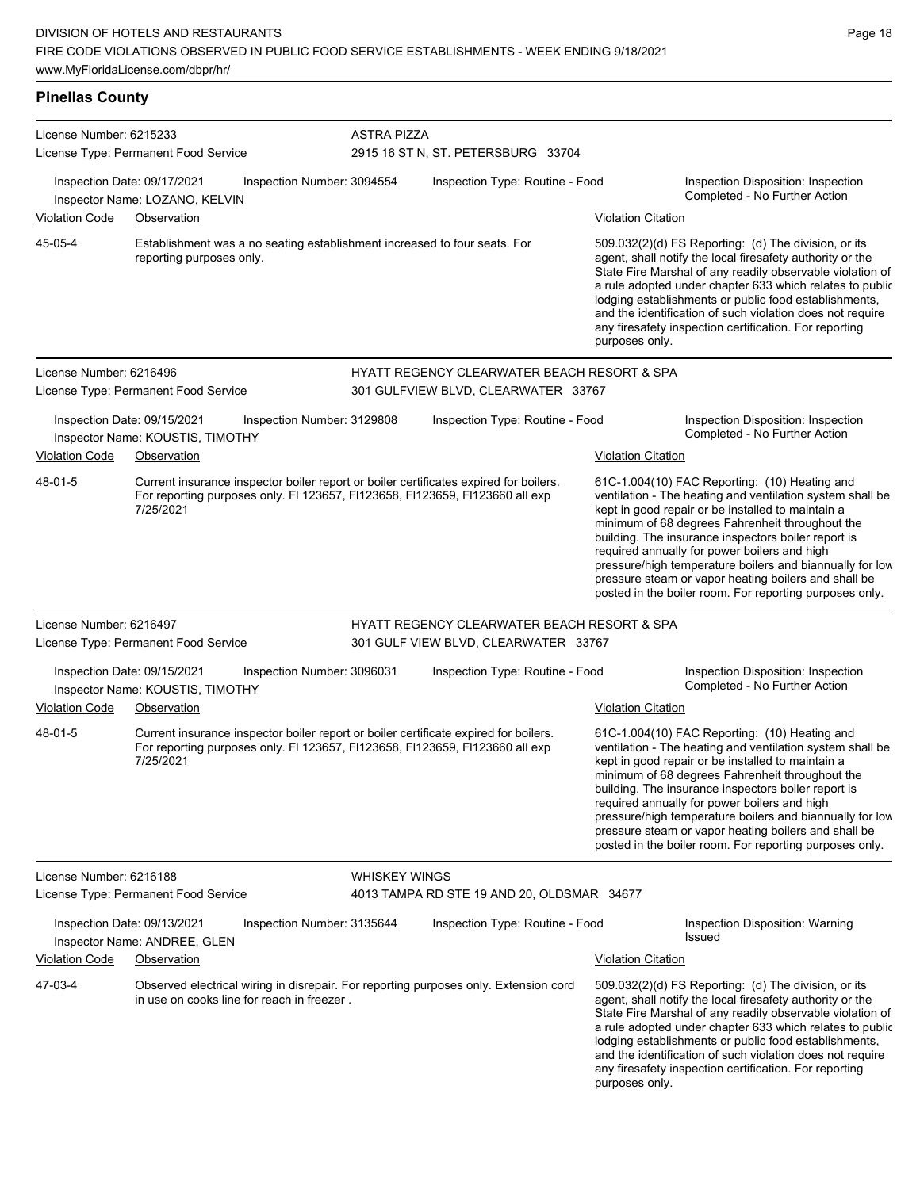## Pinellas County

**License Number:** 6215233
**License Type:** Permanent Food Service
**ASTRA PIZZA**
2915 16 ST N, ST. PETERSBURG 33704

Inspection Date: 09/17/2021
Inspection Number: 3094554
Inspection Type: Routine - Food
Inspection Disposition: Inspection Completed - No Further Action
Inspector Name: LOZANO, KELVIN

| Violation Code | Observation | Violation Citation |
|---|---|---|
| 45-05-4 | Establishment was a no seating establishment increased to four seats. For reporting purposes only. | 509.032(2)(d) FS Reporting: (d) The division, or its agent, shall notify the local firesafety authority or the State Fire Marshal of any readily observable violation of a rule adopted under chapter 633 which relates to public lodging establishments or public food establishments, and the identification of such violation does not require any firesafety inspection certification. For reporting purposes only. |

---

**License Number:** 6216496
**License Type:** Permanent Food Service
**HYATT REGENCY CLEARWATER BEACH RESORT & SPA**
301 GULFVIEW BLVD, CLEARWATER 33767

Inspection Date: 09/15/2021
Inspection Number: 3129808
Inspection Type: Routine - Food
Inspection Disposition: Inspection Completed - No Further Action
Inspector Name: KOUSTIS, TIMOTHY

| Violation Code | Observation | Violation Citation |
|---|---|---|
| 48-01-5 | Current insurance inspector boiler report or boiler certificates expired for boilers. For reporting purposes only. FI 123657, FI123658, FI123659, FI123660 all exp 7/25/2021 | 61C-1.004(10) FAC Reporting: (10) Heating and ventilation - The heating and ventilation system shall be kept in good repair or be installed to maintain a minimum of 68 degrees Fahrenheit throughout the building. The insurance inspectors boiler report is required annually for power boilers and high pressure/high temperature boilers and biannually for low pressure steam or vapor heating boilers and shall be posted in the boiler room. For reporting purposes only. |

---

**License Number:** 6216497
**License Type:** Permanent Food Service
**HYATT REGENCY CLEARWATER BEACH RESORT & SPA**
301 GULF VIEW BLVD, CLEARWATER 33767

Inspection Date: 09/15/2021
Inspection Number: 3096031
Inspection Type: Routine - Food
Inspection Disposition: Inspection Completed - No Further Action
Inspector Name: KOUSTIS, TIMOTHY

| Violation Code | Observation | Violation Citation |
|---|---|---|
| 48-01-5 | Current insurance inspector boiler report or boiler certificate expired for boilers. For reporting purposes only. FI 123657, FI123658, FI123659, FI123660 all exp 7/25/2021 | 61C-1.004(10) FAC Reporting: (10) Heating and ventilation - The heating and ventilation system shall be kept in good repair or be installed to maintain a minimum of 68 degrees Fahrenheit throughout the building. The insurance inspectors boiler report is required annually for power boilers and high pressure/high temperature boilers and biannually for low pressure steam or vapor heating boilers and shall be posted in the boiler room. For reporting purposes only. |

---

**License Number:** 6216188
**License Type:** Permanent Food Service
**WHISKEY WINGS**
4013 TAMPA RD STE 19 AND 20, OLDSMAR 34677

Inspection Date: 09/13/2021
Inspection Number: 3135644
Inspection Type: Routine - Food
Inspection Disposition: Warning Issued
Inspector Name: ANDREE, GLEN

| Violation Code | Observation | Violation Citation |
|---|---|---|
| 47-03-4 | Observed electrical wiring in disrepair. For reporting purposes only. Extension cord in use on cooks line for reach in freezer . | 509.032(2)(d) FS Reporting: (d) The division, or its agent, shall notify the local firesafety authority or the State Fire Marshal of any readily observable violation of a rule adopted under chapter 633 which relates to public lodging establishments or public food establishments, and the identification of such violation does not require any firesafety inspection certification. For reporting purposes only. |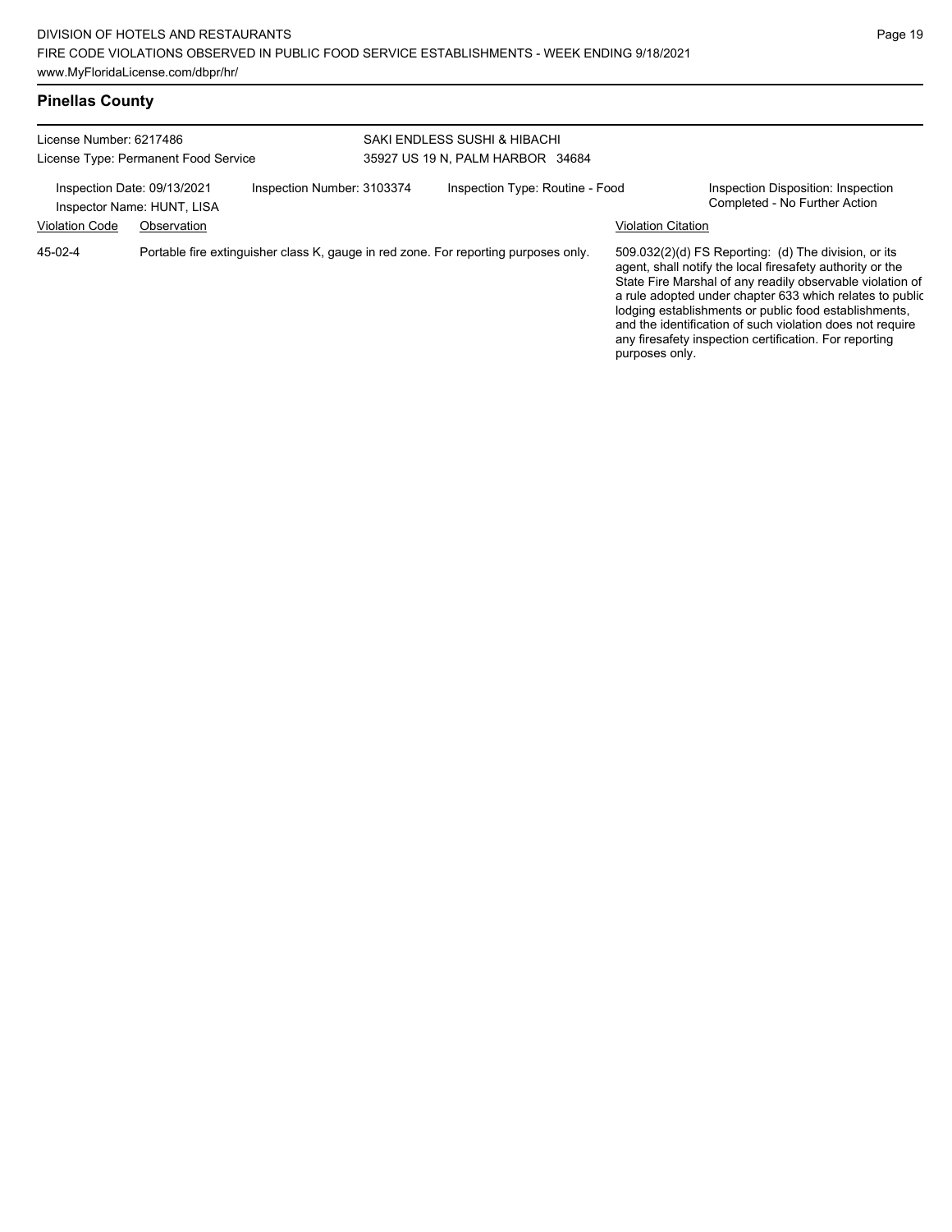## Pinellas County

License Number: 6217486
License Type: Permanent Food Service

SAKI ENDLESS SUSHI & HIBACHI
35927 US 19 N, PALM HARBOR 34684

Inspection Date: 09/13/2021
Inspector Name: HUNT, LISA
Inspection Number: 3103374
Inspection Type: Routine - Food
Inspection Disposition: Inspection Completed - No Further Action

| Violation Code | Observation | Violation Citation |
| --- | --- | --- |
| 45-02-4 | Portable fire extinguisher class K, gauge in red zone. For reporting purposes only. | 509.032(2)(d) FS Reporting: (d) The division, or its agent, shall notify the local firesafety authority or the State Fire Marshal of any readily observable violation of a rule adopted under chapter 633 which relates to public lodging establishments or public food establishments, and the identification of such violation does not require any firesafety inspection certification. For reporting purposes only. |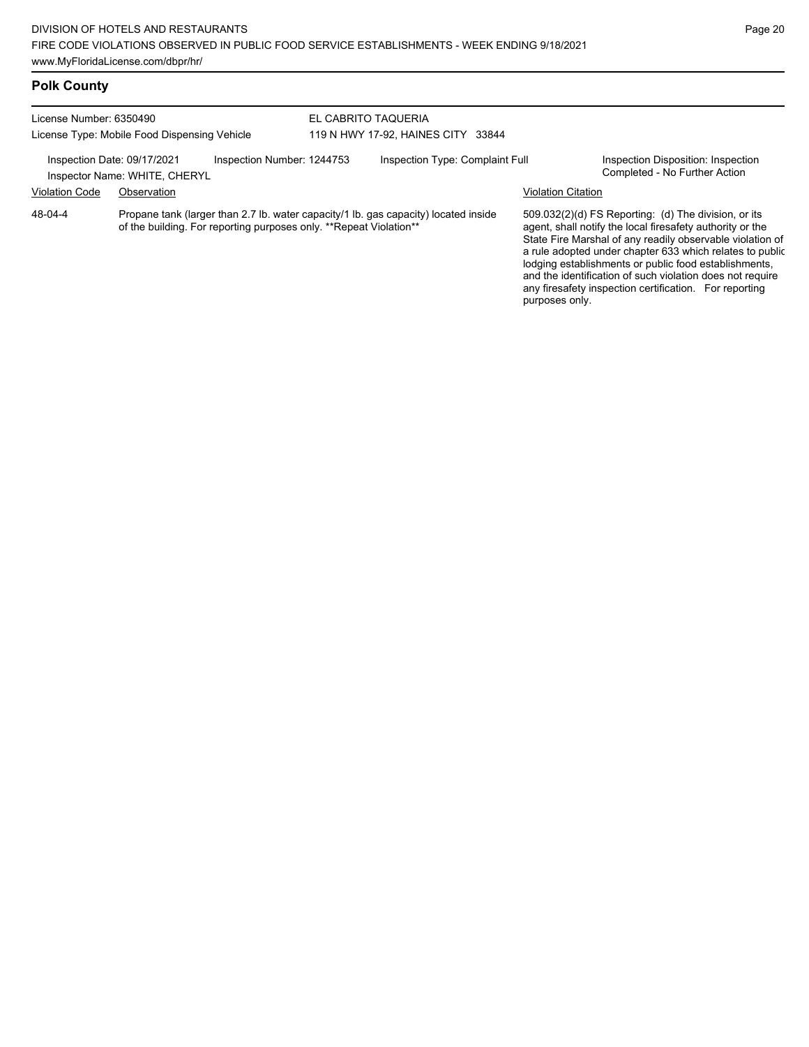## Polk County

License Number: 6350490
License Type: Mobile Food Dispensing Vehicle

EL CABRITO TAQUERIA
119 N HWY 17-92, HAINES CITY 33844

Inspection Date: 09/17/2021
Inspector Name: WHITE, CHERYL
Inspection Number: 1244753
Inspection Type: Complaint Full
Inspection Disposition: Inspection Completed - No Further Action

| Violation Code | Observation | Violation Citation |
|---|---|---|
| 48-04-4 | Propane tank (larger than 2.7 lb. water capacity/1 lb. gas capacity) located inside of the building. For reporting purposes only. **Repeat Violation** | 509.032(2)(d) FS Reporting: (d) The division, or its agent, shall notify the local firesafety authority or the State Fire Marshal of any readily observable violation of a rule adopted under chapter 633 which relates to public lodging establishments or public food establishments, and the identification of such violation does not require any firesafety inspection certification. For reporting purposes only. |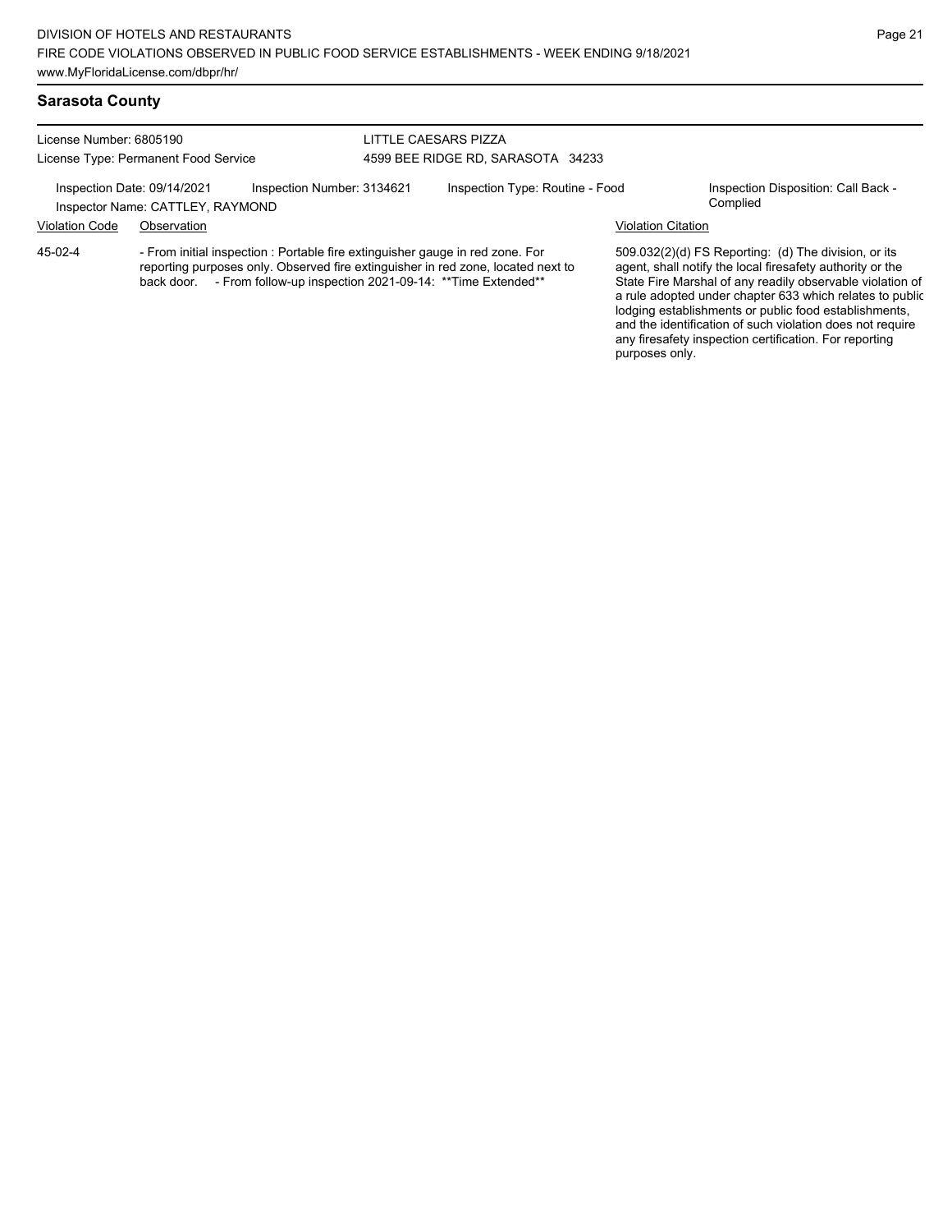## Sarasota County

License Number: 6805190
License Type: Permanent Food Service

LITTLE CAESARS PIZZA
4599 BEE RIDGE RD, SARASOTA 34233

Inspection Date: 09/14/2021
Inspection Number: 3134621
Inspection Type: Routine - Food
Inspection Disposition: Call Back - Complied
Inspector Name: CATTLEY, RAYMOND

| Violation Code | Observation | Violation Citation |
| --- | --- | --- |
| 45-02-4 | - From initial inspection : Portable fire extinguisher gauge in red zone. For reporting purposes only. Observed fire extinguisher in red zone, located next to back door. - From follow-up inspection 2021-09-14: **Time Extended** | 509.032(2)(d) FS Reporting: (d) The division, or its agent, shall notify the local firesafety authority or the State Fire Marshal of any readily observable violation of a rule adopted under chapter 633 which relates to public lodging establishments or public food establishments, and the identification of such violation does not require any firesafety inspection certification. For reporting purposes only. |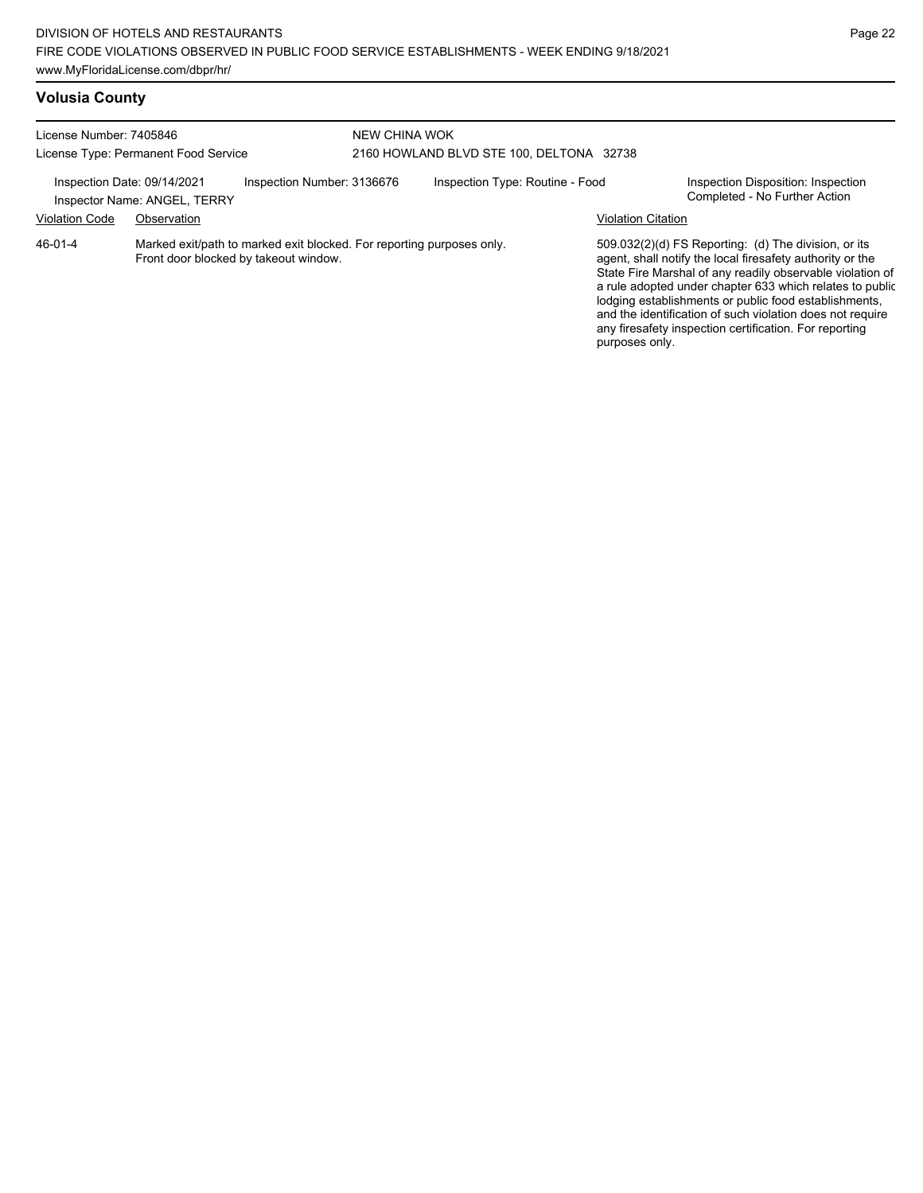## Volusia County

License Number: 7405846
License Type: Permanent Food Service

NEW CHINA WOK
2160 HOWLAND BLVD STE 100, DELTONA 32738

Inspection Date: 09/14/2021
Inspector Name: ANGEL, TERRY
Inspection Number: 3136676
Inspection Type: Routine - Food
Inspection Disposition: Inspection Completed - No Further Action

| Violation Code | Observation | Violation Citation |
|---|---|---|
| 46-01-4 | Marked exit/path to marked exit blocked. For reporting purposes only. Front door blocked by takeout window. | 509.032(2)(d) FS Reporting: (d) The division, or its agent, shall notify the local firesafety authority or the State Fire Marshal of any readily observable violation of a rule adopted under chapter 633 which relates to public lodging establishments or public food establishments, and the identification of such violation does not require any firesafety inspection certification. For reporting purposes only. |